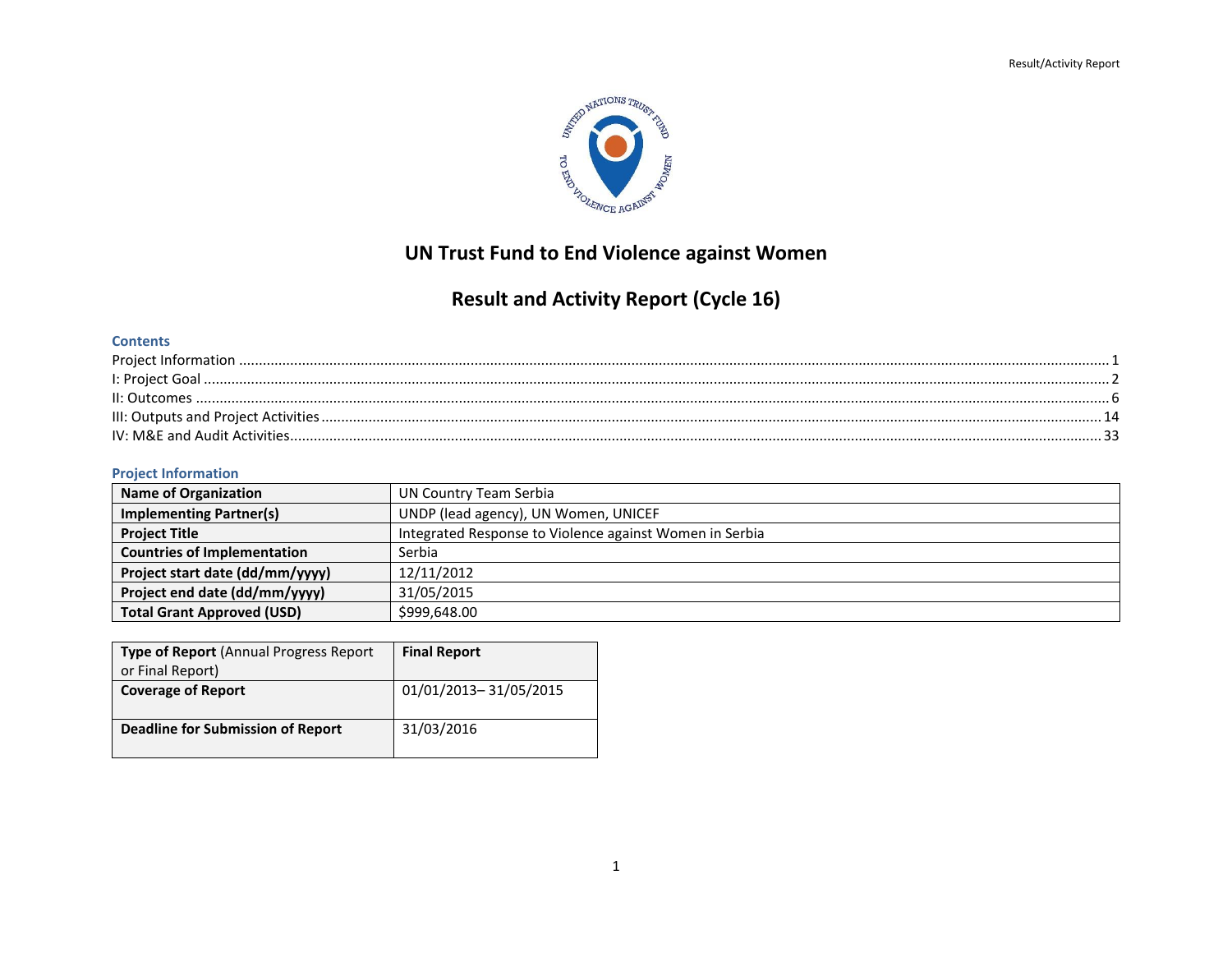# UN Trust Fund to End Violence against Women

## Result and Activity Report (Cycle 16)

### Contents

Project Information ........................................ 1
I: Project Goal ........................................ 2
II: Outcomes ........................................ 6
III: Outputs and Project Activities ........................................ 14
IV: M&E and Audit Activities ........................................ 33

### Project Information

| | |
|---|---|
| **Name of Organization** | UN Country Team Serbia |
| **Implementing Partner(s)** | UNDP (lead agency), UN Women, UNICEF |
| **Project Title** | Integrated Response to Violence against Women in Serbia |
| **Countries of Implementation** | Serbia |
| **Project start date (dd/mm/yyyy)** | 12/11/2012 |
| **Project end date (dd/mm/yyyy)** | 31/05/2015 |
| **Total Grant Approved (USD)** | $999,648.00 |

| | |
|---|---|
| **Type of Report** (Annual Progress Report or Final Report) | **Final Report** |
| **Coverage of Report** | 01/01/2013– 31/05/2015 |
| **Deadline for Submission of Report** | 31/03/2016 |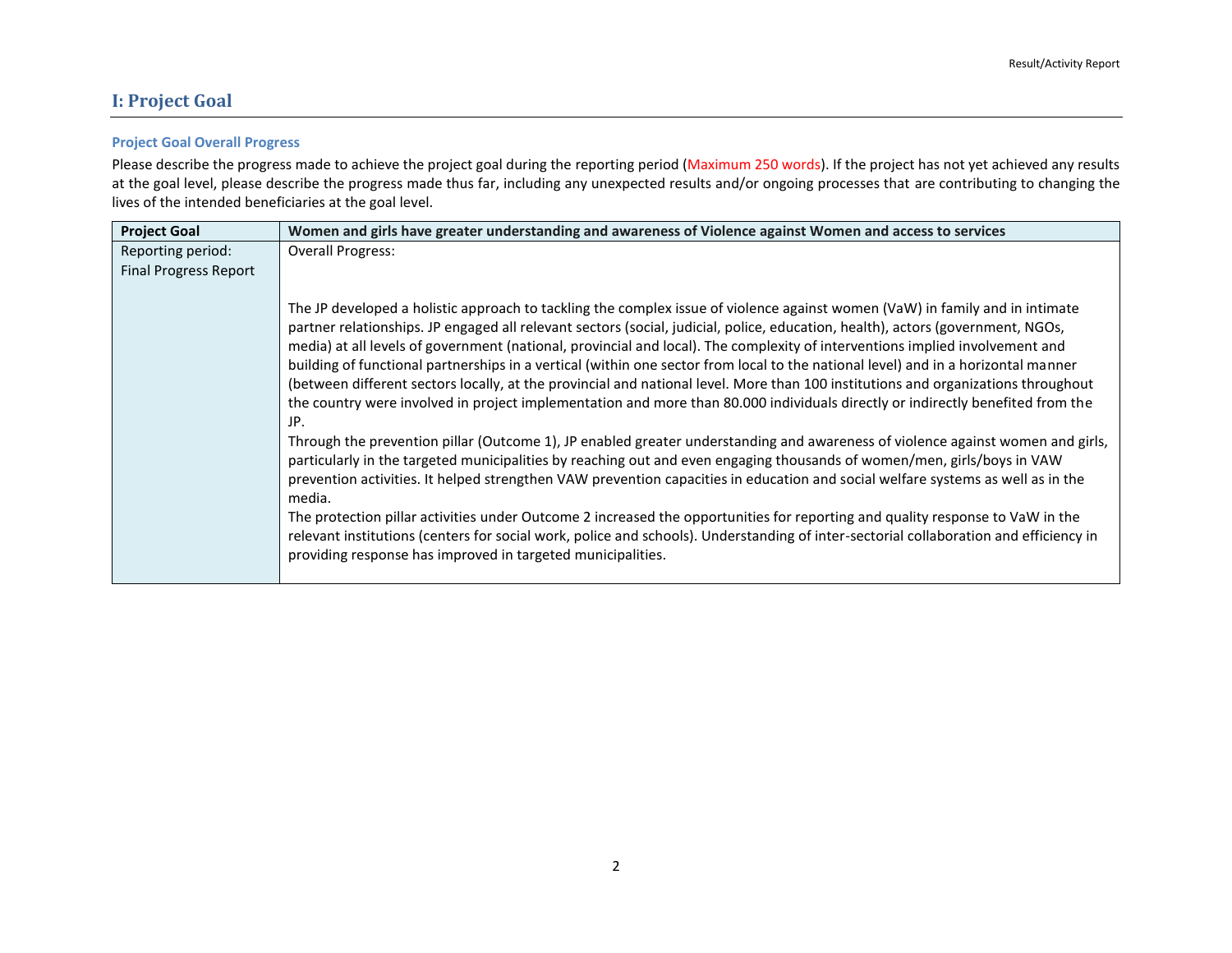# I: Project Goal

### Project Goal Overall Progress

Please describe the progress made to achieve the project goal during the reporting period (Maximum 250 words). If the project has not yet achieved any results at the goal level, please describe the progress made thus far, including any unexpected results and/or ongoing processes that are contributing to changing the lives of the intended beneficiaries at the goal level.

| **Project Goal** | **Women and girls have greater understanding and awareness of Violence against Women and access to services** |
|---|---|
| Reporting period: Final Progress Report | Overall Progress: <br><br> The JP developed a holistic approach to tackling the complex issue of violence against women (VaW) in family and in intimate partner relationships. JP engaged all relevant sectors (social, judicial, police, education, health), actors (government, NGOs, media) at all levels of government (national, provincial and local). The complexity of interventions implied involvement and building of functional partnerships in a vertical (within one sector from local to the national level) and in a horizontal manner (between different sectors locally, at the provincial and national level. More than 100 institutions and organizations throughout the country were involved in project implementation and more than 80.000 individuals directly or indirectly benefited from the JP. <br> Through the prevention pillar (Outcome 1), JP enabled greater understanding and awareness of violence against women and girls, particularly in the targeted municipalities by reaching out and even engaging thousands of women/men, girls/boys in VAW prevention activities. It helped strengthen VAW prevention capacities in education and social welfare systems as well as in the media. <br> The protection pillar activities under Outcome 2 increased the opportunities for reporting and quality response to VaW in the relevant institutions (centers for social work, police and schools). Understanding of inter-sectorial collaboration and efficiency in providing response has improved in targeted municipalities. |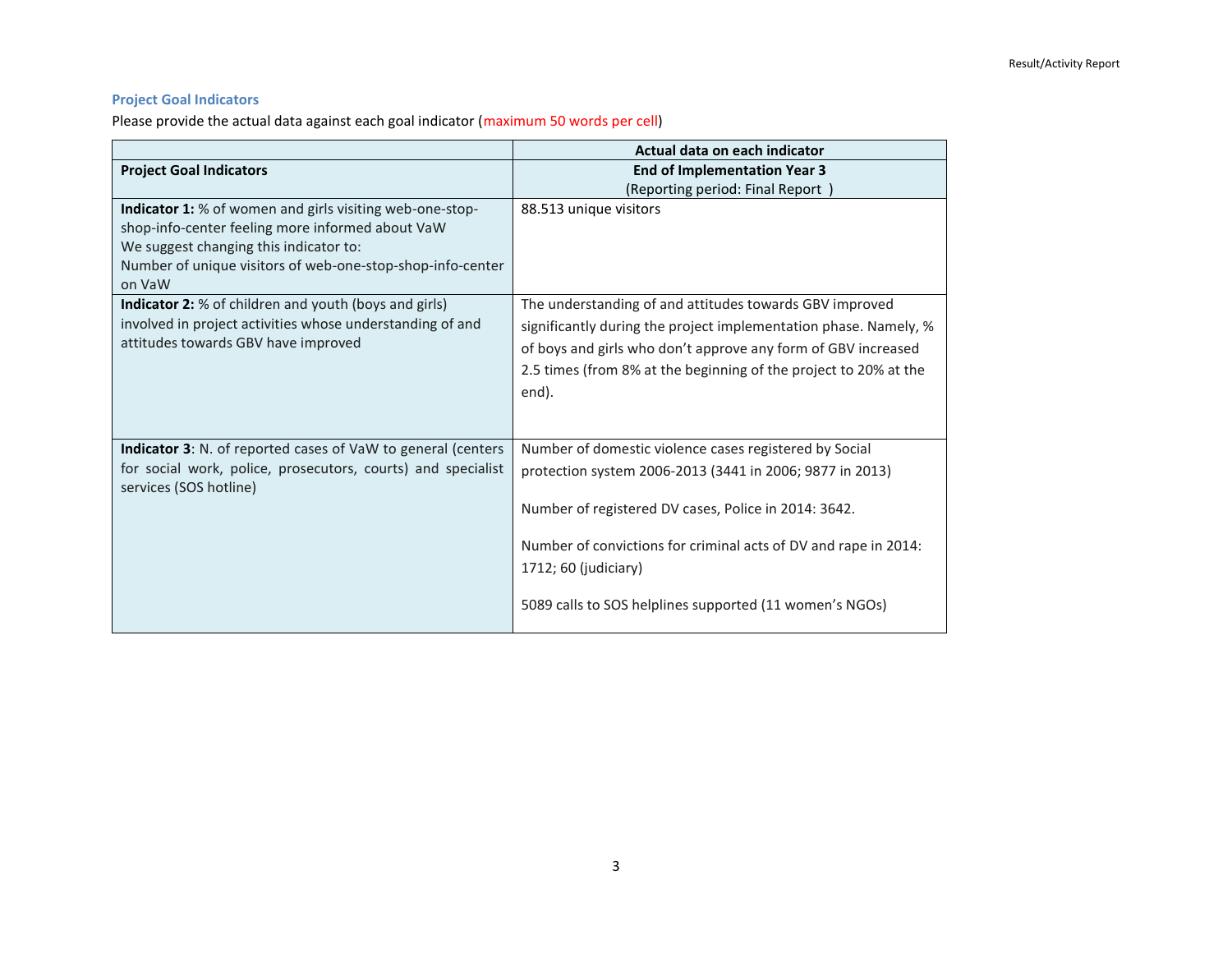### Project Goal Indicators

Please provide the actual data against each goal indicator (maximum 50 words per cell)

| | Actual data on each indicator |
|---|---|
| **Project Goal Indicators** | **End of Implementation Year 3** (Reporting period: Final Report ) |
| **Indicator 1:** % of women and girls visiting web-one-stop-shop-info-center feeling more informed about VaW<br>We suggest changing this indicator to:<br>Number of unique visitors of web-one-stop-shop-info-center on VaW | 88.513 unique visitors |
| **Indicator 2:** % of children and youth (boys and girls) involved in project activities whose understanding of and attitudes towards GBV have improved | The understanding of and attitudes towards GBV improved significantly during the project implementation phase. Namely, % of boys and girls who don't approve any form of GBV increased 2.5 times (from 8% at the beginning of the project to 20% at the end). |
| **Indicator 3**: N. of reported cases of VaW to general (centers for social work, police, prosecutors, courts) and specialist services (SOS hotline) | Number of domestic violence cases registered by Social protection system 2006-2013 (3441 in 2006; 9877 in 2013)<br><br>Number of registered DV cases, Police in 2014: 3642.<br><br>Number of convictions for criminal acts of DV and rape in 2014: 1712; 60 (judiciary)<br><br>5089 calls to SOS helplines supported (11 women's NGOs) |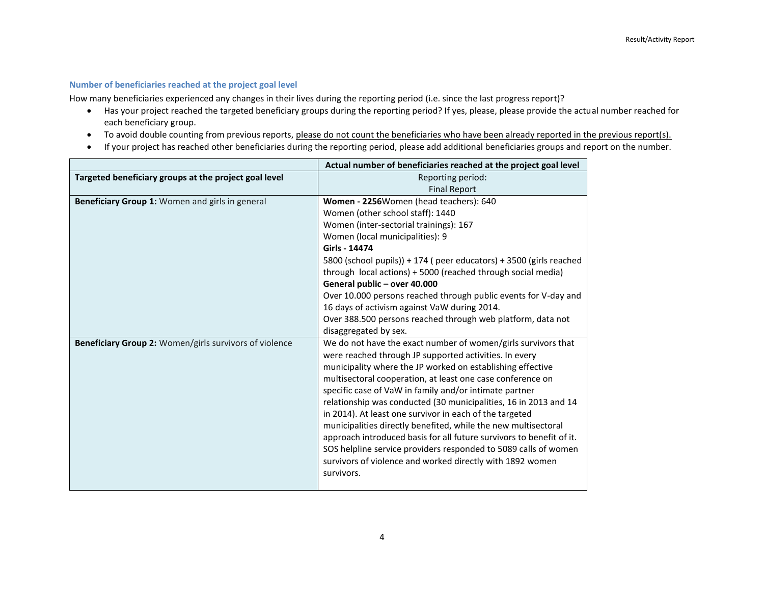### Number of beneficiaries reached at the project goal level

How many beneficiaries experienced any changes in their lives during the reporting period (i.e. since the last progress report)?

- Has your project reached the targeted beneficiary groups during the reporting period? If yes, please, please provide the actual number reached for each beneficiary group.
- To avoid double counting from previous reports, please do not count the beneficiaries who have been already reported in the previous report(s).
- If your project has reached other beneficiaries during the reporting period, please add additional beneficiaries groups and report on the number.

| | **Actual number of beneficiaries reached at the project goal level** |
|---|---|
| **Targeted beneficiary groups at the project goal level** | Reporting period:<br>Final Report |
| **Beneficiary Group 1:** Women and girls in general | **Women - 2256**Women (head teachers): 640<br>Women (other school staff): 1440<br>Women (inter-sectorial trainings): 167<br>Women (local municipalities): 9<br>**Girls - 14474**<br>5800 (school pupils)) + 174 ( peer educators) + 3500 (girls reached through local actions) + 5000 (reached through social media)<br>**General public – over 40.000**<br>Over 10.000 persons reached through public events for V-day and 16 days of activism against VaW during 2014.<br>Over 388.500 persons reached through web platform, data not disaggregated by sex. |
| **Beneficiary Group 2:** Women/girls survivors of violence | We do not have the exact number of women/girls survivors that were reached through JP supported activities. In every municipality where the JP worked on establishing effective multisectoral cooperation, at least one case conference on specific case of VaW in family and/or intimate partner relationship was conducted (30 municipalities, 16 in 2013 and 14 in 2014). At least one survivor in each of the targeted municipalities directly benefited, while the new multisectoral approach introduced basis for all future survivors to benefit of it.<br>SOS helpline service providers responded to 5089 calls of women survivors of violence and worked directly with 1892 women survivors. |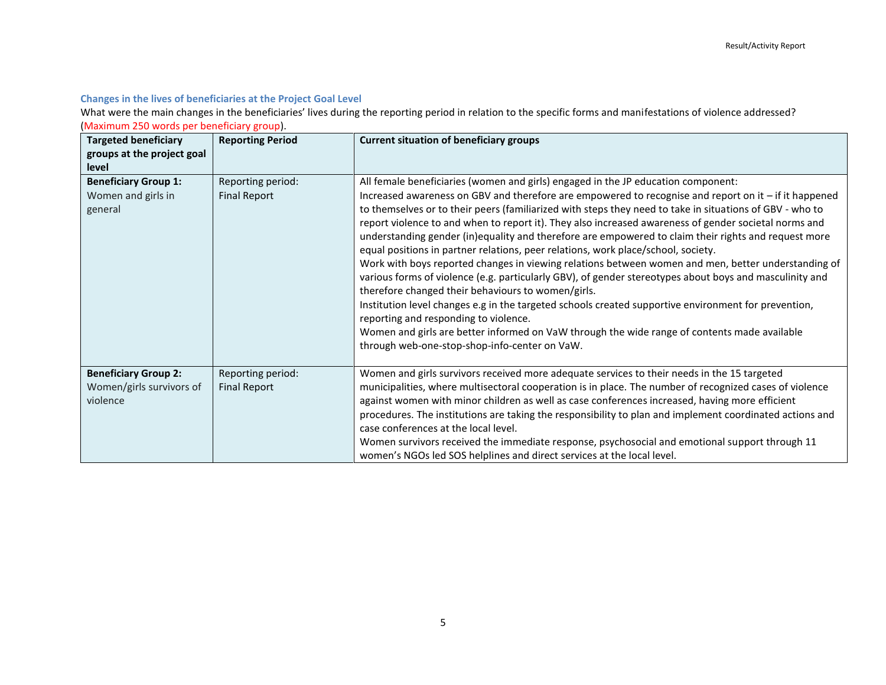### Changes in the lives of beneficiaries at the Project Goal Level

What were the main changes in the beneficiaries' lives during the reporting period in relation to the specific forms and manifestations of violence addressed? (Maximum 250 words per beneficiary group).

| Targeted beneficiary groups at the project goal level | Reporting Period | Current situation of beneficiary groups |
|---|---|---|
| **Beneficiary Group 1:** Women and girls in general | Reporting period: Final Report | All female beneficiaries (women and girls) engaged in the JP education component:<br>Increased awareness on GBV and therefore are empowered to recognise and report on it – if it happened to themselves or to their peers (familiarized with steps they need to take in situations of GBV - who to report violence to and when to report it). They also increased awareness of gender societal norms and understanding gender (in)equality and therefore are empowered to claim their rights and request more equal positions in partner relations, peer relations, work place/school, society.<br>Work with boys reported changes in viewing relations between women and men, better understanding of various forms of violence (e.g. particularly GBV), of gender stereotypes about boys and masculinity and therefore changed their behaviours to women/girls.<br>Institution level changes e.g in the targeted schools created supportive environment for prevention, reporting and responding to violence.<br>Women and girls are better informed on VaW through the wide range of contents made available through web-one-stop-shop-info-center on VaW. |
| **Beneficiary Group 2:** Women/girls survivors of violence | Reporting period: Final Report | Women and girls survivors received more adequate services to their needs in the 15 targeted municipalities, where multisectoral cooperation is in place. The number of recognized cases of violence against women with minor children as well as case conferences increased, having more efficient procedures. The institutions are taking the responsibility to plan and implement coordinated actions and case conferences at the local level.<br>Women survivors received the immediate response, psychosocial and emotional support through 11 women's NGOs led SOS helplines and direct services at the local level. |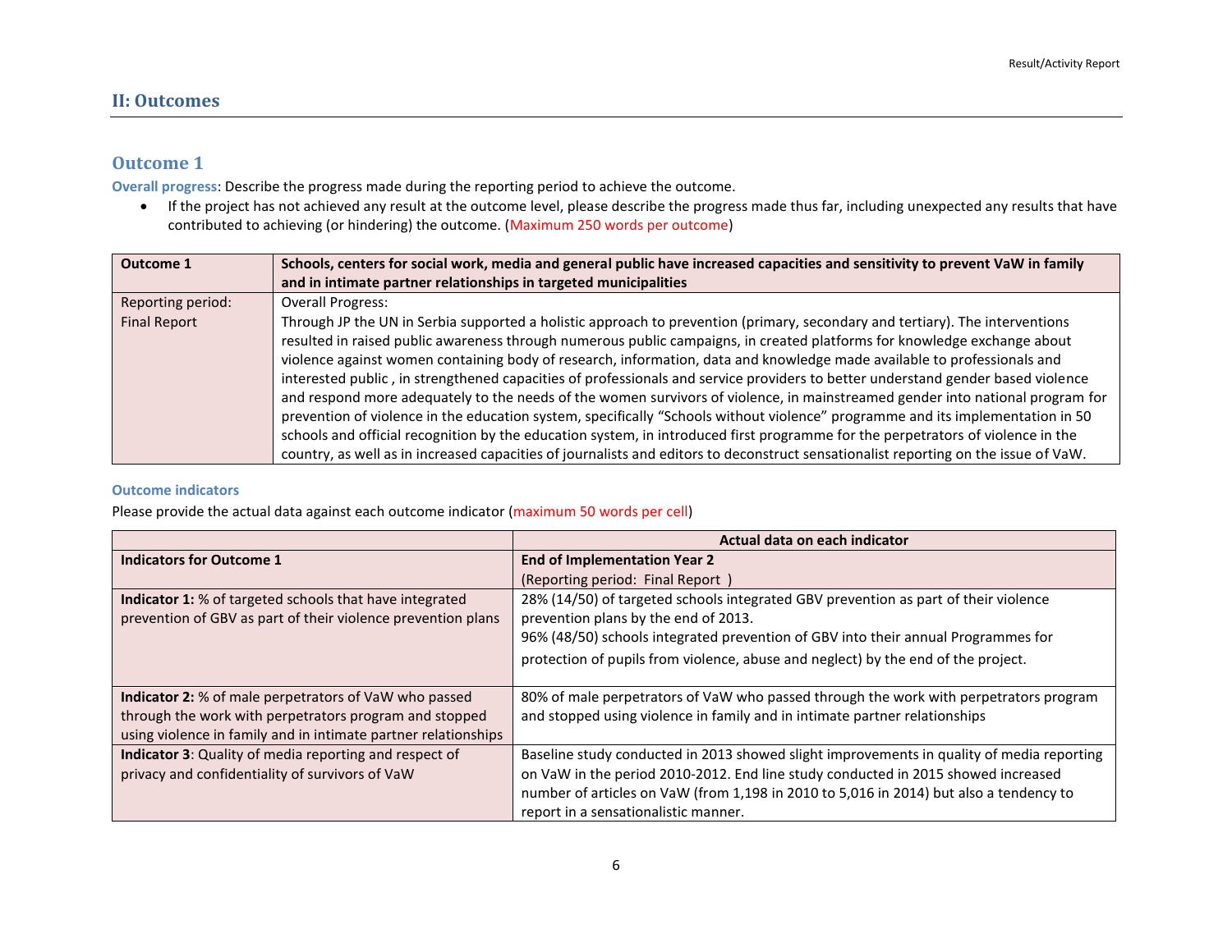## II: Outcomes

### Outcome 1

**Overall progress**: Describe the progress made during the reporting period to achieve the outcome.

- If the project has not achieved any result at the outcome level, please describe the progress made thus far, including unexpected any results that have contributed to achieving (or hindering) the outcome. (Maximum 250 words per outcome)

| **Outcome 1** | **Schools, centers for social work, media and general public have increased capacities and sensitivity to prevent VaW in family and in intimate partner relationships in targeted municipalities** |
|---|---|
| Reporting period: Final Report | Overall Progress: Through JP the UN in Serbia supported a holistic approach to prevention (primary, secondary and tertiary). The interventions resulted in raised public awareness through numerous public campaigns, in created platforms for knowledge exchange about violence against women containing body of research, information, data and knowledge made available to professionals and interested public , in strengthened capacities of professionals and service providers to better understand gender based violence and respond more adequately to the needs of the women survivors of violence, in mainstreamed gender into national program for prevention of violence in the education system, specifically "Schools without violence" programme and its implementation in 50 schools and official recognition by the education system, in introduced first programme for the perpetrators of violence in the country, as well as in increased capacities of journalists and editors to deconstruct sensationalist reporting on the issue of VaW. |

**Outcome indicators**

Please provide the actual data against each outcome indicator (maximum 50 words per cell)

| | **Actual data on each indicator** |
|---|---|
| **Indicators for Outcome 1** | **End of Implementation Year 2** (Reporting period: Final Report ) |
| **Indicator 1:** % of targeted schools that have integrated prevention of GBV as part of their violence prevention plans | 28% (14/50) of targeted schools integrated GBV prevention as part of their violence prevention plans by the end of 2013.<br>96% (48/50) schools integrated prevention of GBV into their annual Programmes for protection of pupils from violence, abuse and neglect) by the end of the project. |
| **Indicator 2:** % of male perpetrators of VaW who passed through the work with perpetrators program and stopped using violence in family and in intimate partner relationships | 80% of male perpetrators of VaW who passed through the work with perpetrators program and stopped using violence in family and in intimate partner relationships |
| **Indicator 3**: Quality of media reporting and respect of privacy and confidentiality of survivors of VaW | Baseline study conducted in 2013 showed slight improvements in quality of media reporting on VaW in the period 2010-2012. End line study conducted in 2015 showed increased number of articles on VaW (from 1,198 in 2010 to 5,016 in 2014) but also a tendency to report in a sensationalistic manner. |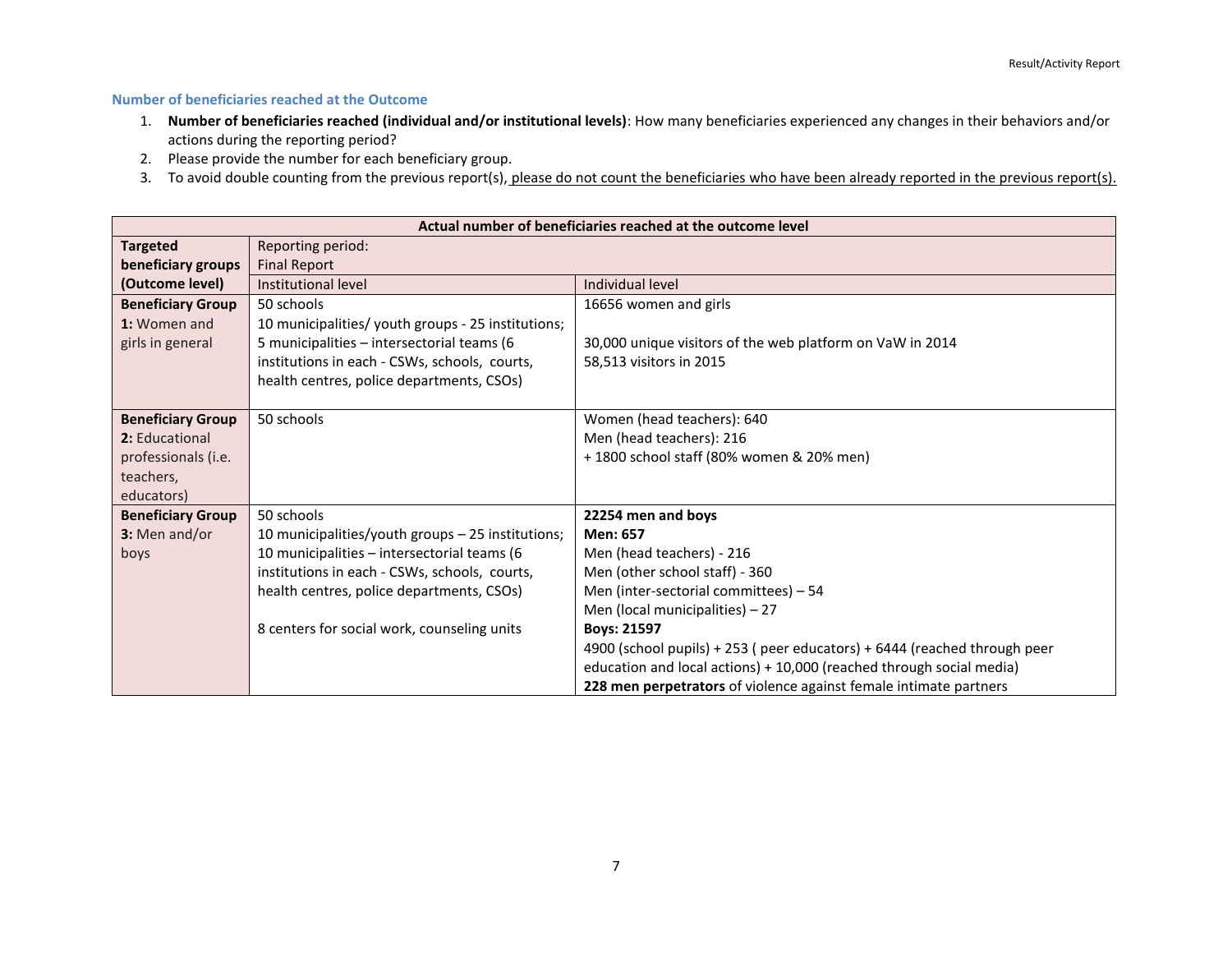### Number of beneficiaries reached at the Outcome

1. **Number of beneficiaries reached (individual and/or institutional levels)**: How many beneficiaries experienced any changes in their behaviors and/or actions during the reporting period?
2. Please provide the number for each beneficiary group.
3. To avoid double counting from the previous report(s), please do not count the beneficiaries who have been already reported in the previous report(s).

| **Actual number of beneficiaries reached at the outcome level** | | |
|---|---|---|
| **Targeted beneficiary groups (Outcome level)** | Reporting period: Final Report | |
| | Institutional level | Individual level |
| **Beneficiary Group 1:** Women and girls in general | 50 schools<br>10 municipalities/ youth groups - 25 institutions;<br>5 municipalities – intersectorial teams (6 institutions in each - CSWs, schools, courts, health centres, police departments, CSOs) | 16656 women and girls<br><br>30,000 unique visitors of the web platform on VaW in 2014<br>58,513 visitors in 2015 |
| **Beneficiary Group 2:** Educational professionals (i.e. teachers, educators) | 50 schools | Women (head teachers): 640<br>Men (head teachers): 216<br>+ 1800 school staff (80% women & 20% men) |
| **Beneficiary Group 3:** Men and/or boys | 50 schools<br>10 municipalities/youth groups – 25 institutions;<br>10 municipalities – intersectorial teams (6 institutions in each - CSWs, schools, courts, health centres, police departments, CSOs)<br><br>8 centers for social work, counseling units | **22254 men and boys**<br>**Men: 657**<br>Men (head teachers) - 216<br>Men (other school staff) - 360<br>Men (inter-sectorial committees) – 54<br>Men (local municipalities) – 27<br>**Boys: 21597**<br>4900 (school pupils) + 253 ( peer educators) + 6444 (reached through peer education and local actions) + 10,000 (reached through social media)<br>**228 men perpetrators** of violence against female intimate partners |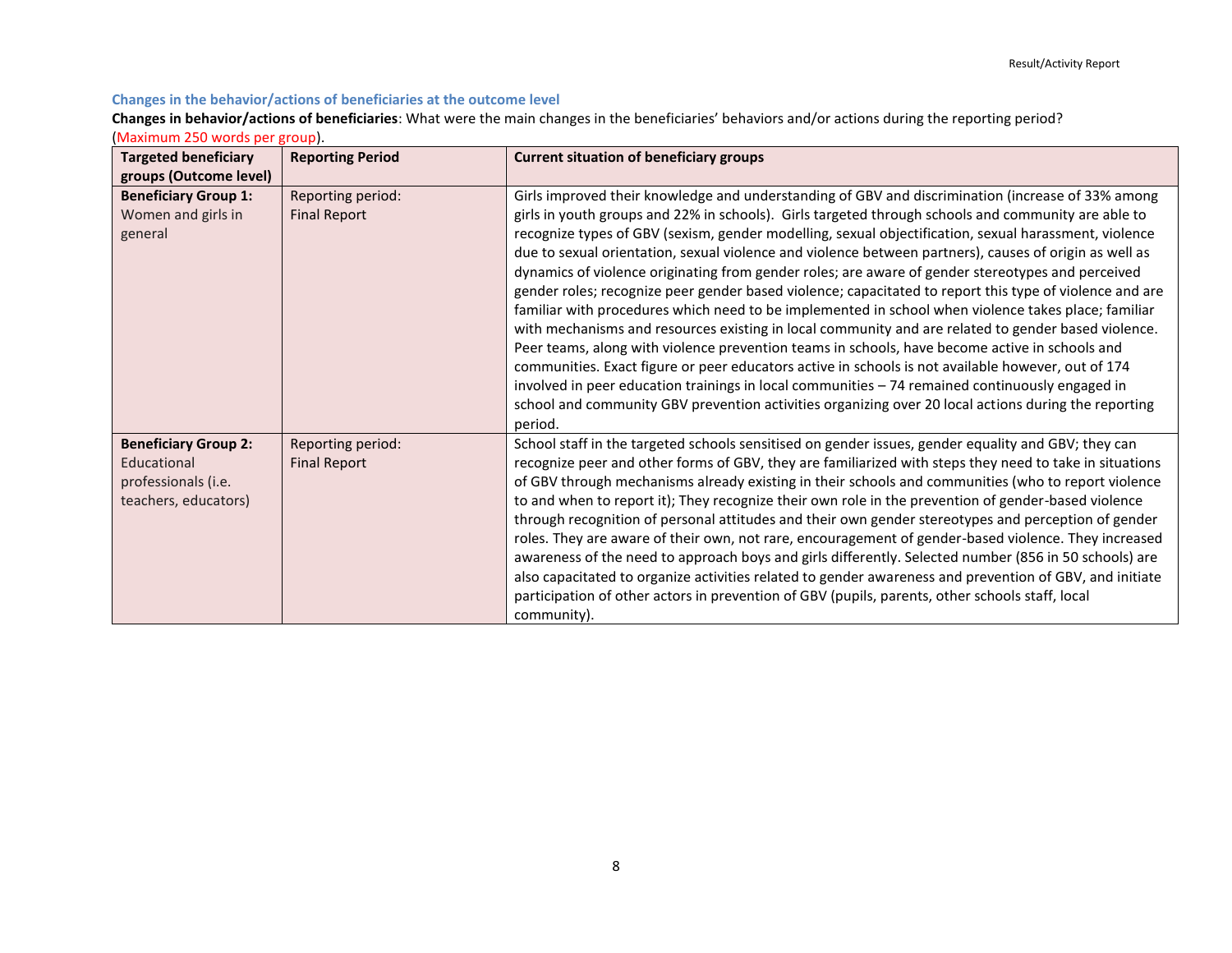### Changes in the behavior/actions of beneficiaries at the outcome level

**Changes in behavior/actions of beneficiaries**: What were the main changes in the beneficiaries' behaviors and/or actions during the reporting period? (Maximum 250 words per group).

| Targeted beneficiary groups (Outcome level) | Reporting Period | Current situation of beneficiary groups |
|---|---|---|
| **Beneficiary Group 1:** Women and girls in general | Reporting period: Final Report | Girls improved their knowledge and understanding of GBV and discrimination (increase of 33% among girls in youth groups and 22% in schools). Girls targeted through schools and community are able to recognize types of GBV (sexism, gender modelling, sexual objectification, sexual harassment, violence due to sexual orientation, sexual violence and violence between partners), causes of origin as well as dynamics of violence originating from gender roles; are aware of gender stereotypes and perceived gender roles; recognize peer gender based violence; capacitated to report this type of violence and are familiar with procedures which need to be implemented in school when violence takes place; familiar with mechanisms and resources existing in local community and are related to gender based violence. Peer teams, along with violence prevention teams in schools, have become active in schools and communities. Exact figure or peer educators active in schools is not available however, out of 174 involved in peer education trainings in local communities – 74 remained continuously engaged in school and community GBV prevention activities organizing over 20 local actions during the reporting period. |
| **Beneficiary Group 2:** Educational professionals (i.e. teachers, educators) | Reporting period: Final Report | School staff in the targeted schools sensitised on gender issues, gender equality and GBV; they can recognize peer and other forms of GBV, they are familiarized with steps they need to take in situations of GBV through mechanisms already existing in their schools and communities (who to report violence to and when to report it); They recognize their own role in the prevention of gender-based violence through recognition of personal attitudes and their own gender stereotypes and perception of gender roles. They are aware of their own, not rare, encouragement of gender-based violence. They increased awareness of the need to approach boys and girls differently. Selected number (856 in 50 schools) are also capacitated to organize activities related to gender awareness and prevention of GBV, and initiate participation of other actors in prevention of GBV (pupils, parents, other schools staff, local community). |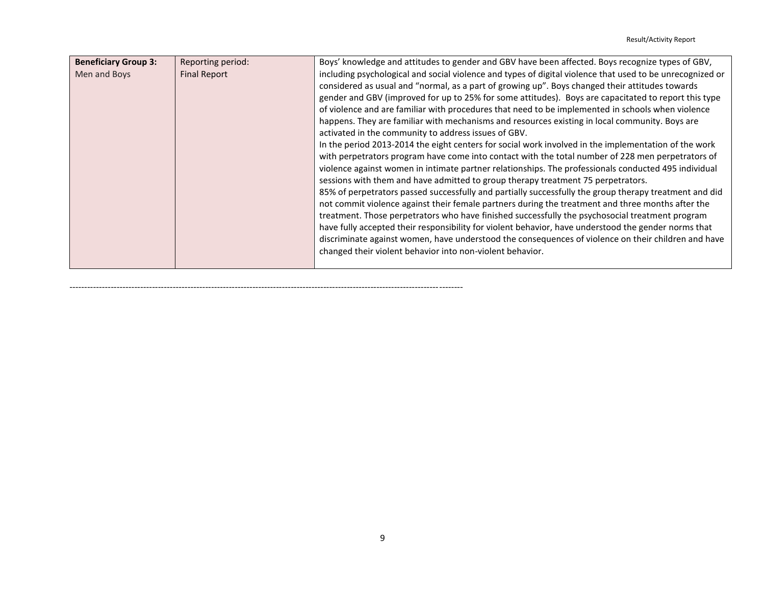| **Beneficiary Group 3:** Men and Boys | Reporting period: Final Report | Boys' knowledge and attitudes to gender and GBV have been affected. Boys recognize types of GBV, including psychological and social violence and types of digital violence that used to be unrecognized or considered as usual and "normal, as a part of growing up". Boys changed their attitudes towards gender and GBV (improved for up to 25% for some attitudes). Boys are capacitated to report this type of violence and are familiar with procedures that need to be implemented in schools when violence happens. They are familiar with mechanisms and resources existing in local community. Boys are activated in the community to address issues of GBV.<br>In the period 2013-2014 the eight centers for social work involved in the implementation of the work with perpetrators program have come into contact with the total number of 228 men perpetrators of violence against women in intimate partner relationships. The professionals conducted 495 individual sessions with them and have admitted to group therapy treatment 75 perpetrators.<br>85% of perpetrators passed successfully and partially successfully the group therapy treatment and did not commit violence against their female partners during the treatment and three months after the treatment. Those perpetrators who have finished successfully the psychosocial treatment program have fully accepted their responsibility for violent behavior, have understood the gender norms that discriminate against women, have understood the consequences of violence on their children and have changed their violent behavior into non-violent behavior. |
|---|---|---|

---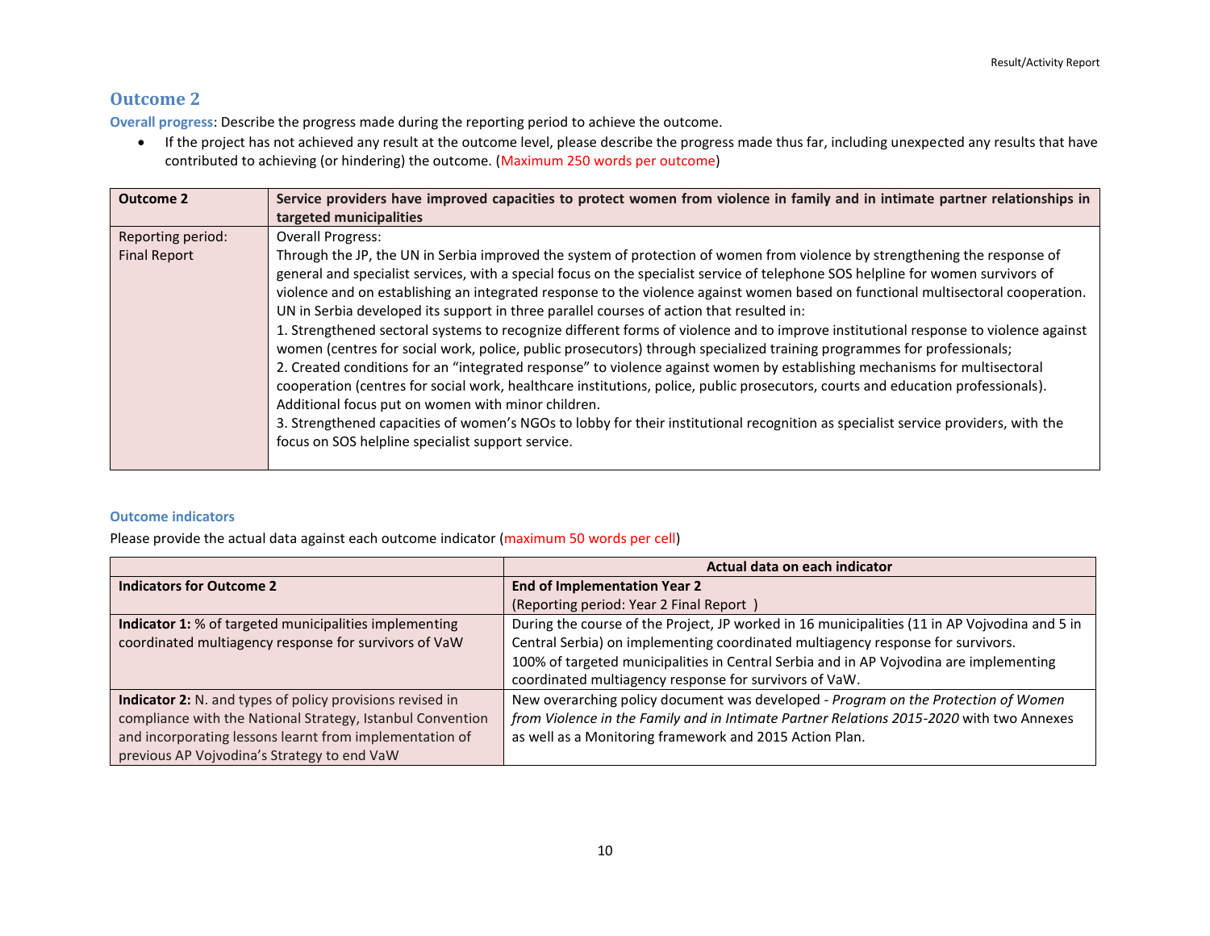## Outcome 2

**Overall progress**: Describe the progress made during the reporting period to achieve the outcome.

- If the project has not achieved any result at the outcome level, please describe the progress made thus far, including unexpected any results that have contributed to achieving (or hindering) the outcome. (Maximum 250 words per outcome)

| **Outcome 2** | **Service providers have improved capacities to protect women from violence in family and in intimate partner relationships in targeted municipalities** |
|---|---|
| Reporting period: Final Report | Overall Progress:<br>Through the JP, the UN in Serbia improved the system of protection of women from violence by strengthening the response of general and specialist services, with a special focus on the specialist service of telephone SOS helpline for women survivors of violence and on establishing an integrated response to the violence against women based on functional multisectoral cooperation. UN in Serbia developed its support in three parallel courses of action that resulted in:<br>1. Strengthened sectoral systems to recognize different forms of violence and to improve institutional response to violence against women (centres for social work, police, public prosecutors) through specialized training programmes for professionals;<br>2. Created conditions for an "integrated response" to violence against women by establishing mechanisms for multisectoral cooperation (centres for social work, healthcare institutions, police, public prosecutors, courts and education professionals). Additional focus put on women with minor children.<br>3. Strengthened capacities of women's NGOs to lobby for their institutional recognition as specialist service providers, with the focus on SOS helpline specialist support service. |

### Outcome indicators

Please provide the actual data against each outcome indicator (maximum 50 words per cell)

| | **Actual data on each indicator** |
|---|---|
| **Indicators for Outcome 2** | **End of Implementation Year 2**<br>(Reporting period: Year 2 Final Report ) |
| **Indicator 1:** % of targeted municipalities implementing coordinated multiagency response for survivors of VaW | During the course of the Project, JP worked in 16 municipalities (11 in AP Vojvodina and 5 in Central Serbia) on implementing coordinated multiagency response for survivors.<br>100% of targeted municipalities in Central Serbia and in AP Vojvodina are implementing coordinated multiagency response for survivors of VaW. |
| **Indicator 2:** N. and types of policy provisions revised in compliance with the National Strategy, Istanbul Convention and incorporating lessons learnt from implementation of previous AP Vojvodina's Strategy to end VaW | New overarching policy document was developed - *Program on the Protection of Women from Violence in the Family and in Intimate Partner Relations 2015-2020* with two Annexes as well as a Monitoring framework and 2015 Action Plan. |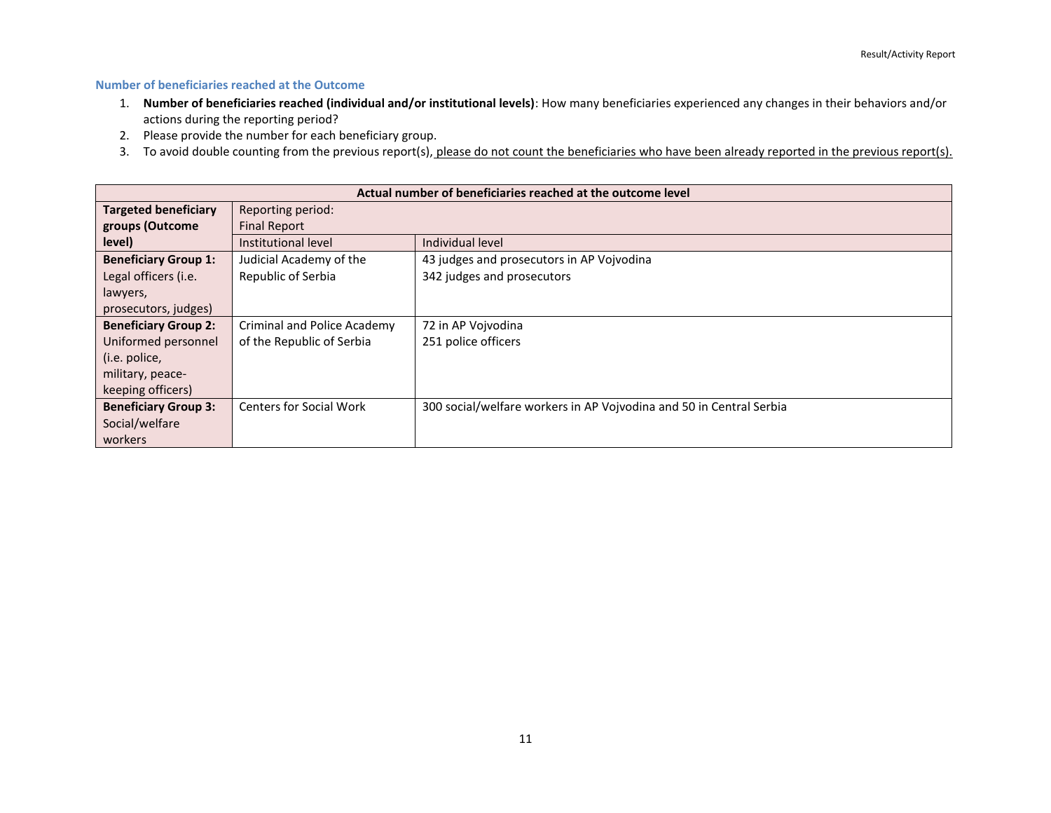### Number of beneficiaries reached at the Outcome

1. **Number of beneficiaries reached (individual and/or institutional levels)**: How many beneficiaries experienced any changes in their behaviors and/or actions during the reporting period?
2. Please provide the number for each beneficiary group.
3. To avoid double counting from the previous report(s), please do not count the beneficiaries who have been already reported in the previous report(s).

| **Actual number of beneficiaries reached at the outcome level** | | |
|---|---|---|
| **Targeted beneficiary groups (Outcome level)** | Reporting period: Final Report | |
| | Institutional level | Individual level |
| **Beneficiary Group 1:** Legal officers (i.e. lawyers, prosecutors, judges) | Judicial Academy of the Republic of Serbia | 43 judges and prosecutors in AP Vojvodina<br>342 judges and prosecutors |
| **Beneficiary Group 2:** Uniformed personnel (i.e. police, military, peace-keeping officers) | Criminal and Police Academy of the Republic of Serbia | 72 in AP Vojvodina<br>251 police officers |
| **Beneficiary Group 3:** Social/welfare workers | Centers for Social Work | 300 social/welfare workers in AP Vojvodina and 50 in Central Serbia |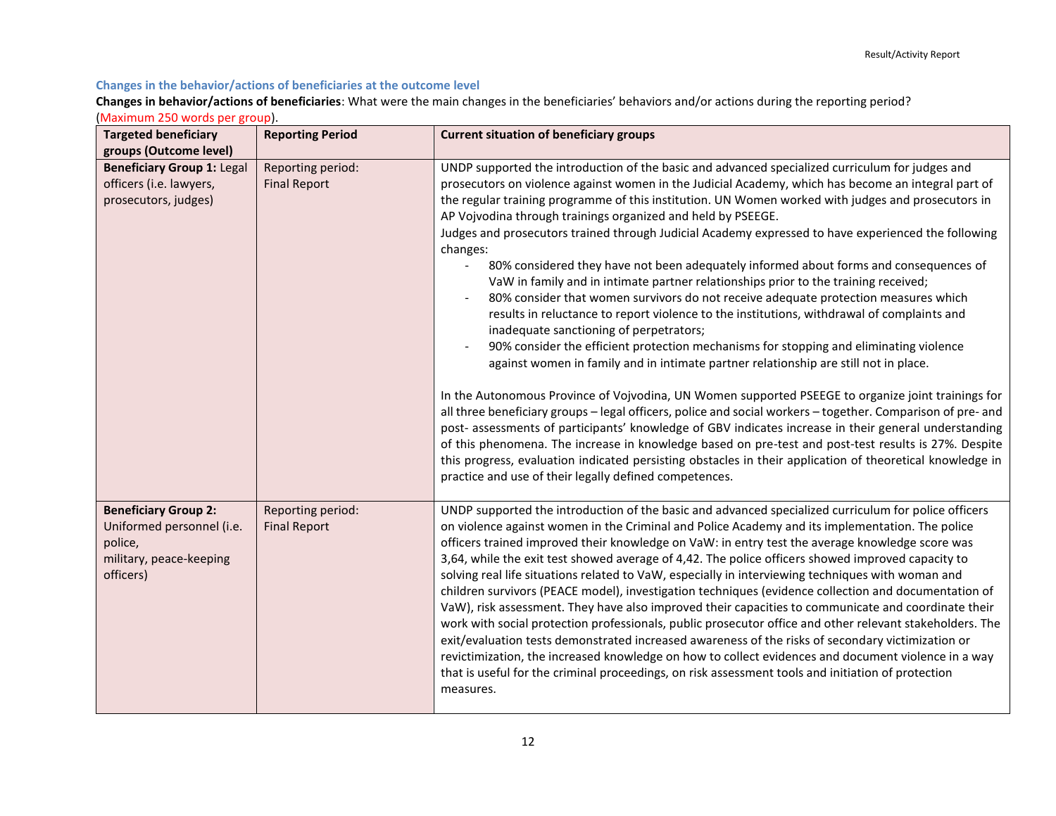### Changes in the behavior/actions of beneficiaries at the outcome level

**Changes in behavior/actions of beneficiaries**: What were the main changes in the beneficiaries' behaviors and/or actions during the reporting period? (Maximum 250 words per group).

| Targeted beneficiary groups (Outcome level) | Reporting Period | Current situation of beneficiary groups |
|---|---|---|
| **Beneficiary Group 1:** Legal officers (i.e. lawyers, prosecutors, judges) | Reporting period: Final Report | UNDP supported the introduction of the basic and advanced specialized curriculum for judges and prosecutors on violence against women in the Judicial Academy, which has become an integral part of the regular training programme of this institution. UN Women worked with judges and prosecutors in AP Vojvodina through trainings organized and held by PSEEGE.<br>Judges and prosecutors trained through Judicial Academy expressed to have experienced the following changes:<br>- 80% considered they have not been adequately informed about forms and consequences of VaW in family and in intimate partner relationships prior to the training received;<br>- 80% consider that women survivors do not receive adequate protection measures which results in reluctance to report violence to the institutions, withdrawal of complaints and inadequate sanctioning of perpetrators;<br>- 90% consider the efficient protection mechanisms for stopping and eliminating violence against women in family and in intimate partner relationship are still not in place.<br><br>In the Autonomous Province of Vojvodina, UN Women supported PSEEGE to organize joint trainings for all three beneficiary groups – legal officers, police and social workers – together. Comparison of pre- and post- assessments of participants' knowledge of GBV indicates increase in their general understanding of this phenomena. The increase in knowledge based on pre-test and post-test results is 27%. Despite this progress, evaluation indicated persisting obstacles in their application of theoretical knowledge in practice and use of their legally defined competences. |
| **Beneficiary Group 2:** Uniformed personnel (i.e. police, military, peace-keeping officers) | Reporting period: Final Report | UNDP supported the introduction of the basic and advanced specialized curriculum for police officers on violence against women in the Criminal and Police Academy and its implementation. The police officers trained improved their knowledge on VaW: in entry test the average knowledge score was 3,64, while the exit test showed average of 4,42. The police officers showed improved capacity to solving real life situations related to VaW, especially in interviewing techniques with woman and children survivors (PEACE model), investigation techniques (evidence collection and documentation of VaW), risk assessment. They have also improved their capacities to communicate and coordinate their work with social protection professionals, public prosecutor office and other relevant stakeholders. The exit/evaluation tests demonstrated increased awareness of the risks of secondary victimization or revictimization, the increased knowledge on how to collect evidences and document violence in a way that is useful for the criminal proceedings, on risk assessment tools and initiation of protection measures. |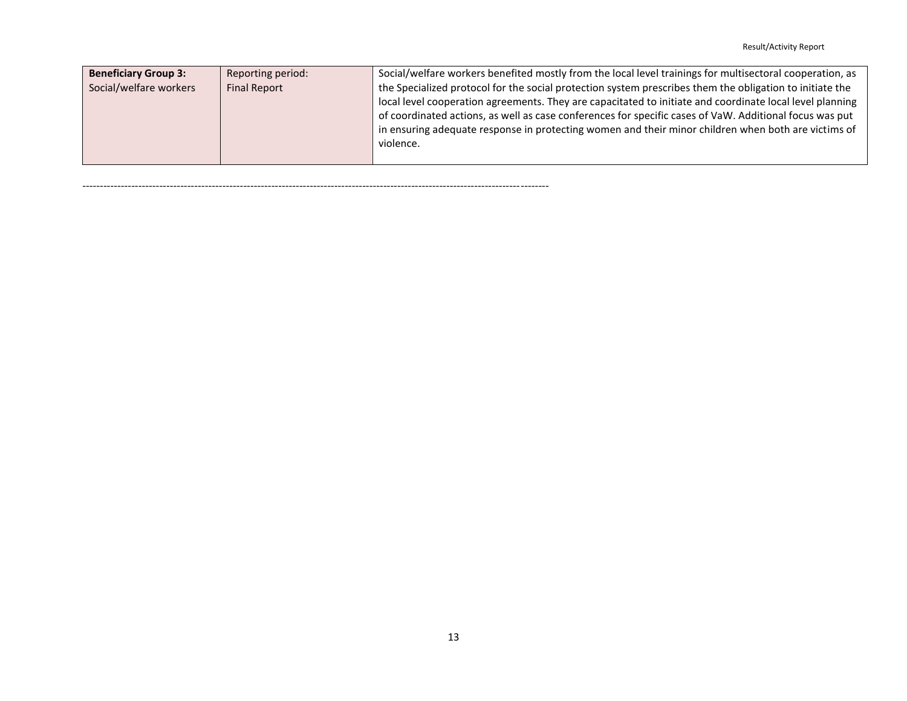| **Beneficiary Group 3:** Social/welfare workers | Reporting period: Final Report | Social/welfare workers benefited mostly from the local level trainings for multisectoral cooperation, as the Specialized protocol for the social protection system prescribes them the obligation to initiate the local level cooperation agreements. They are capacitated to initiate and coordinate local level planning of coordinated actions, as well as case conferences for specific cases of VaW. Additional focus was put in ensuring adequate response in protecting women and their minor children when both are victims of violence. |
|---|---|---|

---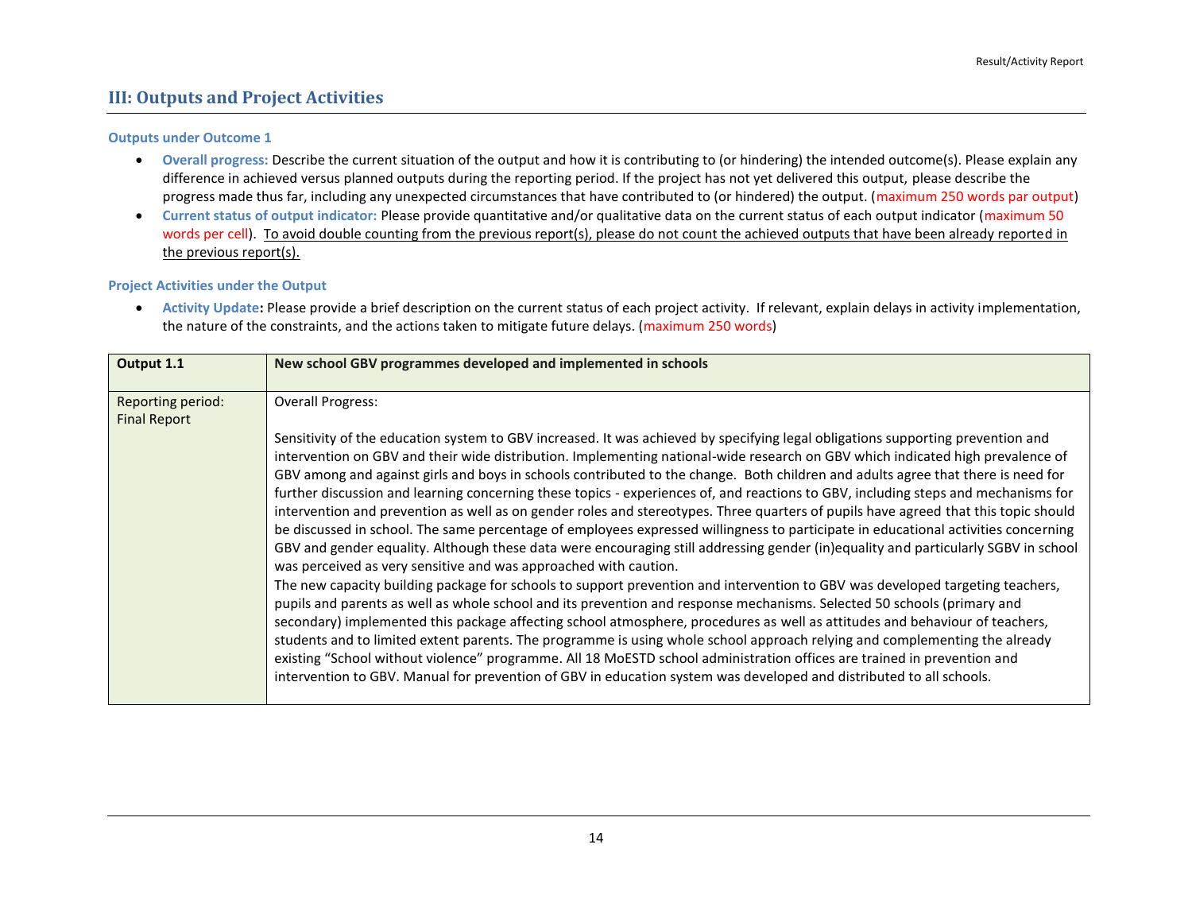## III: Outputs and Project Activities

### Outputs under Outcome 1

- **Overall progress:** Describe the current situation of the output and how it is contributing to (or hindering) the intended outcome(s). Please explain any difference in achieved versus planned outputs during the reporting period. If the project has not yet delivered this output, please describe the progress made thus far, including any unexpected circumstances that have contributed to (or hindered) the output. (maximum 250 words par output)
- **Current status of output indicator:** Please provide quantitative and/or qualitative data on the current status of each output indicator (maximum 50 words per cell). To avoid double counting from the previous report(s), please do not count the achieved outputs that have been already reported in the previous report(s).

### Project Activities under the Output

- **Activity Update:** Please provide a brief description on the current status of each project activity. If relevant, explain delays in activity implementation, the nature of the constraints, and the actions taken to mitigate future delays. (maximum 250 words)

| **Output 1.1** | **New school GBV programmes developed and implemented in schools** |
|---|---|
| Reporting period: Final Report | Overall Progress:<br><br>Sensitivity of the education system to GBV increased. It was achieved by specifying legal obligations supporting prevention and intervention on GBV and their wide distribution. Implementing national-wide research on GBV which indicated high prevalence of GBV among and against girls and boys in schools contributed to the change. Both children and adults agree that there is need for further discussion and learning concerning these topics - experiences of, and reactions to GBV, including steps and mechanisms for intervention and prevention as well as on gender roles and stereotypes. Three quarters of pupils have agreed that this topic should be discussed in school. The same percentage of employees expressed willingness to participate in educational activities concerning GBV and gender equality. Although these data were encouraging still addressing gender (in)equality and particularly SGBV in school was perceived as very sensitive and was approached with caution.<br>The new capacity building package for schools to support prevention and intervention to GBV was developed targeting teachers, pupils and parents as well as whole school and its prevention and response mechanisms. Selected 50 schools (primary and secondary) implemented this package affecting school atmosphere, procedures as well as attitudes and behaviour of teachers, students and to limited extent parents. The programme is using whole school approach relying and complementing the already existing "School without violence" programme. All 18 MoESTD school administration offices are trained in prevention and intervention to GBV. Manual for prevention of GBV in education system was developed and distributed to all schools. |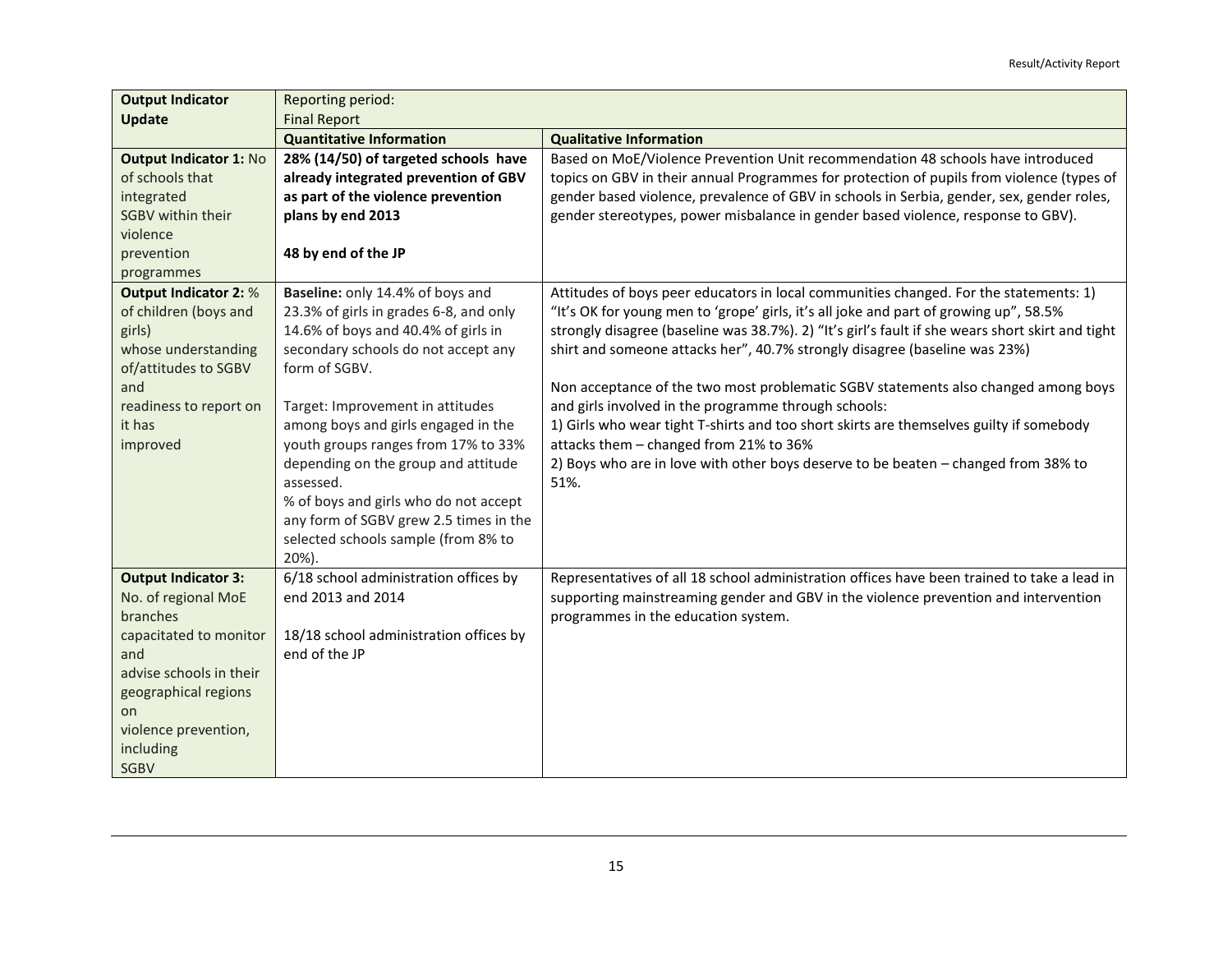| **Output Indicator Update** | Reporting period: Final Report | |
|---|---|---|
| | **Quantitative Information** | **Qualitative Information** |
| **Output Indicator 1:** No of schools that integrated SGBV within their violence prevention programmes | **28% (14/50) of targeted schools have already integrated prevention of GBV as part of the violence prevention plans by end 2013**<br><br>**48 by end of the JP** | Based on MoE/Violence Prevention Unit recommendation 48 schools have introduced topics on GBV in their annual Programmes for protection of pupils from violence (types of gender based violence, prevalence of GBV in schools in Serbia, gender, sex, gender roles, gender stereotypes, power misbalance in gender based violence, response to GBV). |
| **Output Indicator 2:** % of children (boys and girls) whose understanding of/attitudes to SGBV and readiness to report on it has improved | **Baseline:** only 14.4% of boys and 23.3% of girls in grades 6-8, and only 14.6% of boys and 40.4% of girls in secondary schools do not accept any form of SGBV.<br><br>Target: Improvement in attitudes among boys and girls engaged in the youth groups ranges from 17% to 33% depending on the group and attitude assessed.<br>% of boys and girls who do not accept any form of SGBV grew 2.5 times in the selected schools sample (from 8% to 20%). | Attitudes of boys peer educators in local communities changed. For the statements: 1) "It's OK for young men to 'grope' girls, it's all joke and part of growing up", 58.5% strongly disagree (baseline was 38.7%). 2) "It's girl's fault if she wears short skirt and tight shirt and someone attacks her", 40.7% strongly disagree (baseline was 23%)<br><br>Non acceptance of the two most problematic SGBV statements also changed among boys and girls involved in the programme through schools:<br>1) Girls who wear tight T-shirts and too short skirts are themselves guilty if somebody attacks them – changed from 21% to 36%<br>2) Boys who are in love with other boys deserve to be beaten – changed from 38% to 51%. |
| **Output Indicator 3:** No. of regional MoE branches capacitated to monitor and advise schools in their geographical regions on violence prevention, including SGBV | 6/18 school administration offices by end 2013 and 2014<br><br>18/18 school administration offices by end of the JP | Representatives of all 18 school administration offices have been trained to take a lead in supporting mainstreaming gender and GBV in the violence prevention and intervention programmes in the education system. |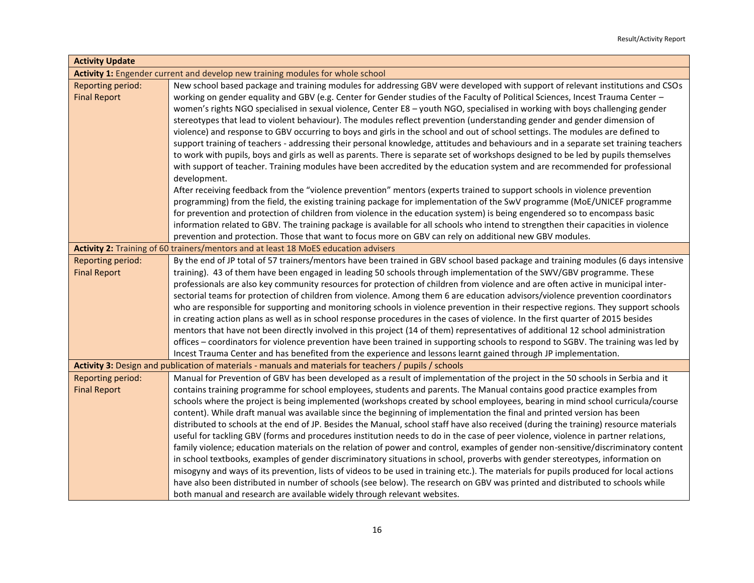| Activity Update | |
|---|---|
| **Activity 1:** Engender current and develop new training modules for whole school | |
| Reporting period: Final Report | New school based package and training modules for addressing GBV were developed with support of relevant institutions and CSOs working on gender equality and GBV (e.g. Center for Gender studies of the Faculty of Political Sciences, Incest Trauma Center – women's rights NGO specialised in sexual violence, Center E8 – youth NGO, specialised in working with boys challenging gender stereotypes that lead to violent behaviour). The modules reflect prevention (understanding gender and gender dimension of violence) and response to GBV occurring to boys and girls in the school and out of school settings. The modules are defined to support training of teachers - addressing their personal knowledge, attitudes and behaviours and in a separate set training teachers to work with pupils, boys and girls as well as parents. There is separate set of workshops designed to be led by pupils themselves with support of teacher. Training modules have been accredited by the education system and are recommended for professional development.<br>After receiving feedback from the "violence prevention" mentors (experts trained to support schools in violence prevention programming) from the field, the existing training package for implementation of the SwV programme (MoE/UNICEF programme for prevention and protection of children from violence in the education system) is being engendered so to encompass basic information related to GBV. The training package is available for all schools who intend to strengthen their capacities in violence prevention and protection. Those that want to focus more on GBV can rely on additional new GBV modules. |
| **Activity 2:** Training of 60 trainers/mentors and at least 18 MoES education advisers | |
| Reporting period: Final Report | By the end of JP total of 57 trainers/mentors have been trained in GBV school based package and training modules (6 days intensive training). 43 of them have been engaged in leading 50 schools through implementation of the SWV/GBV programme. These professionals are also key community resources for protection of children from violence and are often active in municipal inter-sectorial teams for protection of children from violence. Among them 6 are education advisors/violence prevention coordinators who are responsible for supporting and monitoring schools in violence prevention in their respective regions. They support schools in creating action plans as well as in school response procedures in the cases of violence. In the first quarter of 2015 besides mentors that have not been directly involved in this project (14 of them) representatives of additional 12 school administration offices – coordinators for violence prevention have been trained in supporting schools to respond to SGBV. The training was led by Incest Trauma Center and has benefited from the experience and lessons learnt gained through JP implementation. |
| **Activity 3:** Design and publication of materials - manuals and materials for teachers / pupils / schools | |
| Reporting period: Final Report | Manual for Prevention of GBV has been developed as a result of implementation of the project in the 50 schools in Serbia and it contains training programme for school employees, students and parents. The Manual contains good practice examples from schools where the project is being implemented (workshops created by school employees, bearing in mind school curricula/course content). While draft manual was available since the beginning of implementation the final and printed version has been distributed to schools at the end of JP. Besides the Manual, school staff have also received (during the training) resource materials useful for tackling GBV (forms and procedures institution needs to do in the case of peer violence, violence in partner relations, family violence; education materials on the relation of power and control, examples of gender non-sensitive/discriminatory content in school textbooks, examples of gender discriminatory situations in school, proverbs with gender stereotypes, information on misogyny and ways of its prevention, lists of videos to be used in training etc.). The materials for pupils produced for local actions have also been distributed in number of schools (see below). The research on GBV was printed and distributed to schools while both manual and research are available widely through relevant websites. |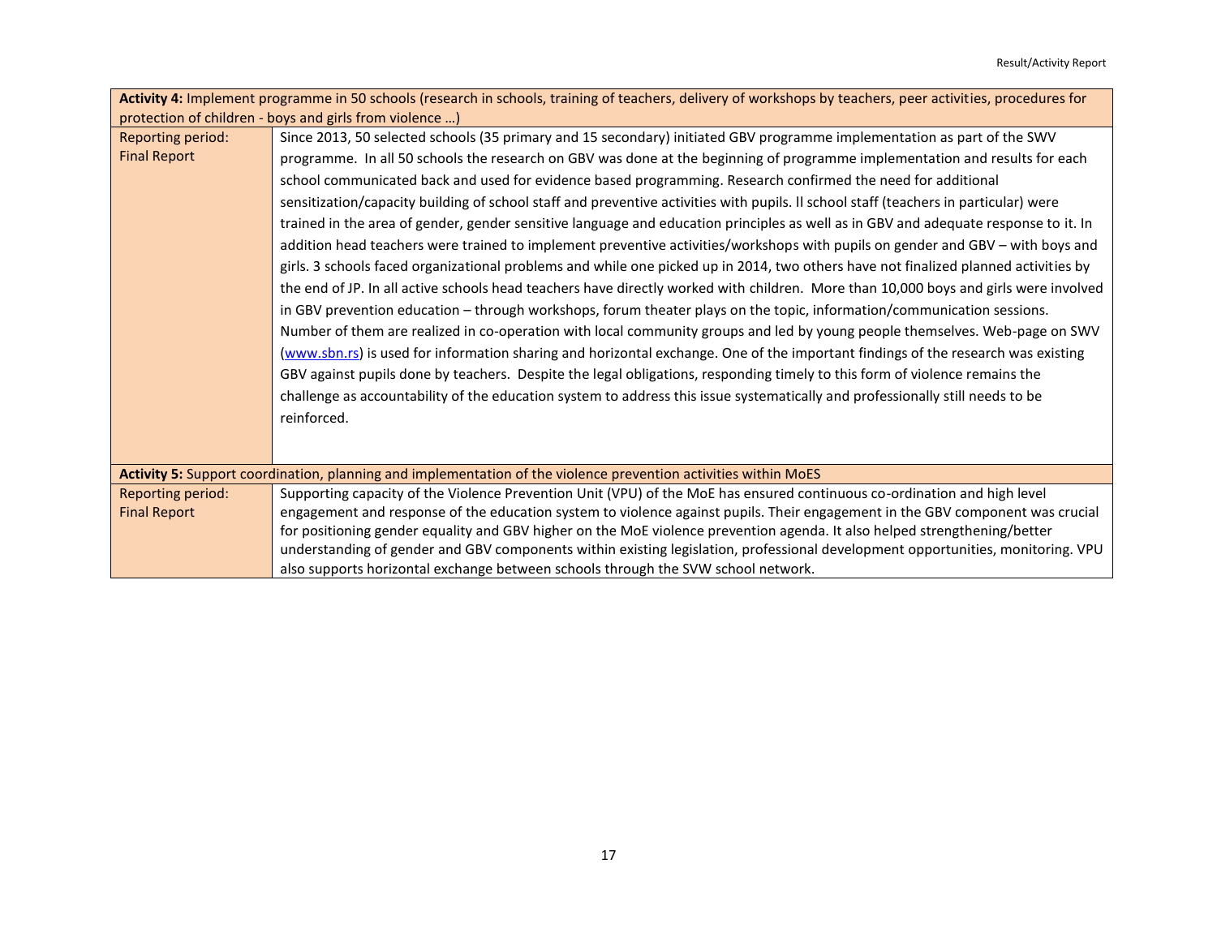| **Activity 4:** Implement programme in 50 schools (research in schools, training of teachers, delivery of workshops by teachers, peer activities, procedures for protection of children - boys and girls from violence …) | |
|---|---|
| Reporting period: Final Report | Since 2013, 50 selected schools (35 primary and 15 secondary) initiated GBV programme implementation as part of the SWV programme. In all 50 schools the research on GBV was done at the beginning of programme implementation and results for each school communicated back and used for evidence based programming. Research confirmed the need for additional sensitization/capacity building of school staff and preventive activities with pupils. Il school staff (teachers in particular) were trained in the area of gender, gender sensitive language and education principles as well as in GBV and adequate response to it. In addition head teachers were trained to implement preventive activities/workshops with pupils on gender and GBV – with boys and girls. 3 schools faced organizational problems and while one picked up in 2014, two others have not finalized planned activities by the end of JP. In all active schools head teachers have directly worked with children. More than 10,000 boys and girls were involved in GBV prevention education – through workshops, forum theater plays on the topic, information/communication sessions. Number of them are realized in co-operation with local community groups and led by young people themselves. Web-page on SWV ([www.sbn.rs](www.sbn.rs)) is used for information sharing and horizontal exchange. One of the important findings of the research was existing GBV against pupils done by teachers. Despite the legal obligations, responding timely to this form of violence remains the challenge as accountability of the education system to address this issue systematically and professionally still needs to be reinforced. |
| **Activity 5:** Support coordination, planning and implementation of the violence prevention activities within MoES | |
| Reporting period: Final Report | Supporting capacity of the Violence Prevention Unit (VPU) of the MoE has ensured continuous co-ordination and high level engagement and response of the education system to violence against pupils. Their engagement in the GBV component was crucial for positioning gender equality and GBV higher on the MoE violence prevention agenda. It also helped strengthening/better understanding of gender and GBV components within existing legislation, professional development opportunities, monitoring. VPU also supports horizontal exchange between schools through the SVW school network. |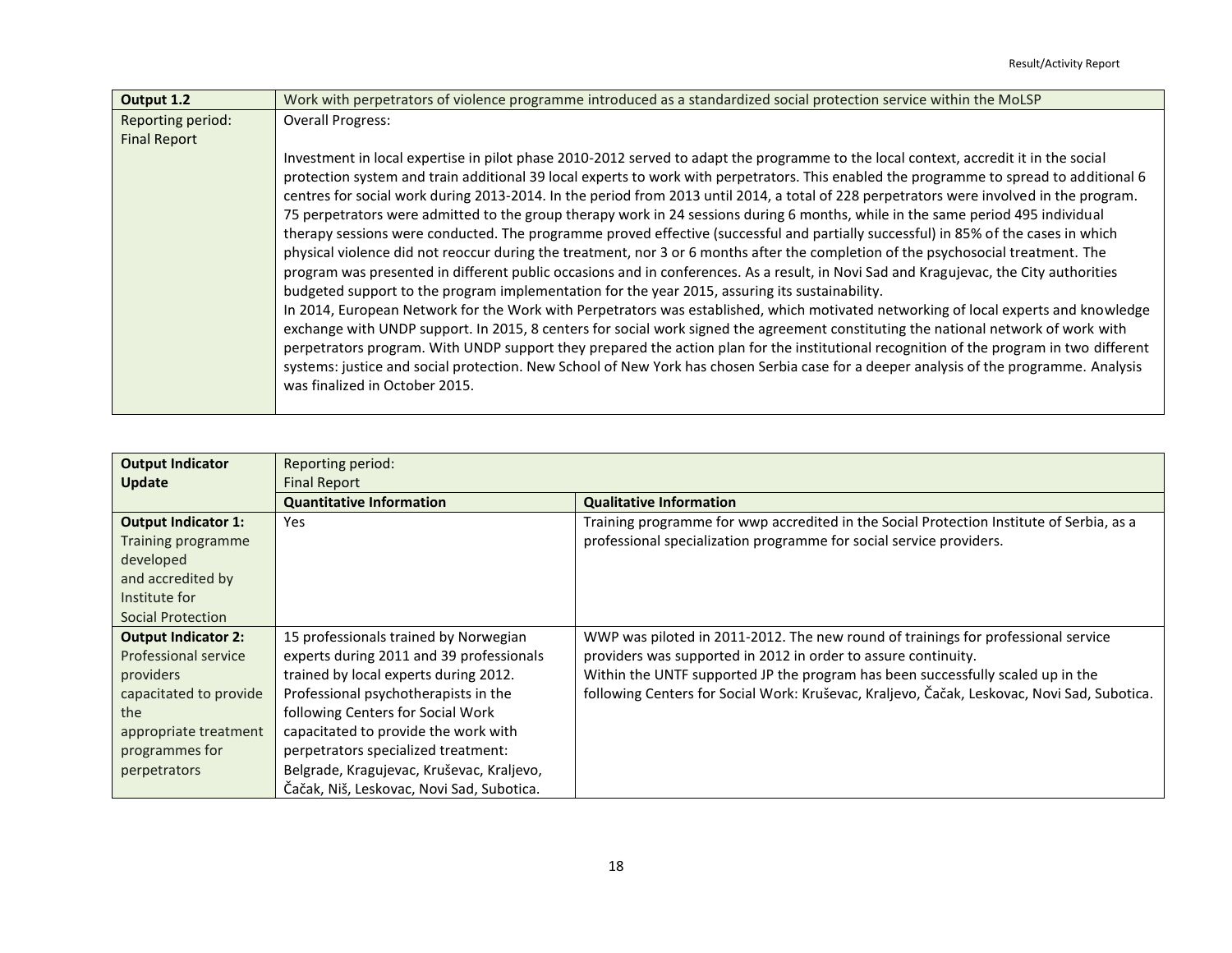| Output 1.2 | Work with perpetrators of violence programme introduced as a standardized social protection service within the MoLSP |
| --- | --- |
| Reporting period: Final Report | Overall Progress:<br><br>Investment in local expertise in pilot phase 2010-2012 served to adapt the programme to the local context, accredit it in the social protection system and train additional 39 local experts to work with perpetrators. This enabled the programme to spread to additional 6 centres for social work during 2013-2014. In the period from 2013 until 2014, a total of 228 perpetrators were involved in the program. 75 perpetrators were admitted to the group therapy work in 24 sessions during 6 months, while in the same period 495 individual therapy sessions were conducted. The programme proved effective (successful and partially successful) in 85% of the cases in which physical violence did not reoccur during the treatment, nor 3 or 6 months after the completion of the psychosocial treatment. The program was presented in different public occasions and in conferences. As a result, in Novi Sad and Kragujevac, the City authorities budgeted support to the program implementation for the year 2015, assuring its sustainability.<br>In 2014, European Network for the Work with Perpetrators was established, which motivated networking of local experts and knowledge exchange with UNDP support. In 2015, 8 centers for social work signed the agreement constituting the national network of work with perpetrators program. With UNDP support they prepared the action plan for the institutional recognition of the program in two different systems: justice and social protection. New School of New York has chosen Serbia case for a deeper analysis of the programme. Analysis was finalized in October 2015. |

| Output Indicator Update | Reporting period: Final Report | |
| --- | --- | --- |
| | **Quantitative Information** | **Qualitative Information** |
| **Output Indicator 1:** Training programme developed and accredited by Institute for Social Protection | Yes | Training programme for wwp accredited in the Social Protection Institute of Serbia, as a professional specialization programme for social service providers. |
| **Output Indicator 2:** Professional service providers capacitated to provide the appropriate treatment programmes for perpetrators | 15 professionals trained by Norwegian experts during 2011 and 39 professionals trained by local experts during 2012. Professional psychotherapists in the following Centers for Social Work capacitated to provide the work with perpetrators specialized treatment: Belgrade, Kragujevac, Kruševac, Kraljevo, Čačak, Niš, Leskovac, Novi Sad, Subotica. | WWP was piloted in 2011-2012. The new round of trainings for professional service providers was supported in 2012 in order to assure continuity.<br>Within the UNTF supported JP the program has been successfully scaled up in the following Centers for Social Work: Kruševac, Kraljevo, Čačak, Leskovac, Novi Sad, Subotica. |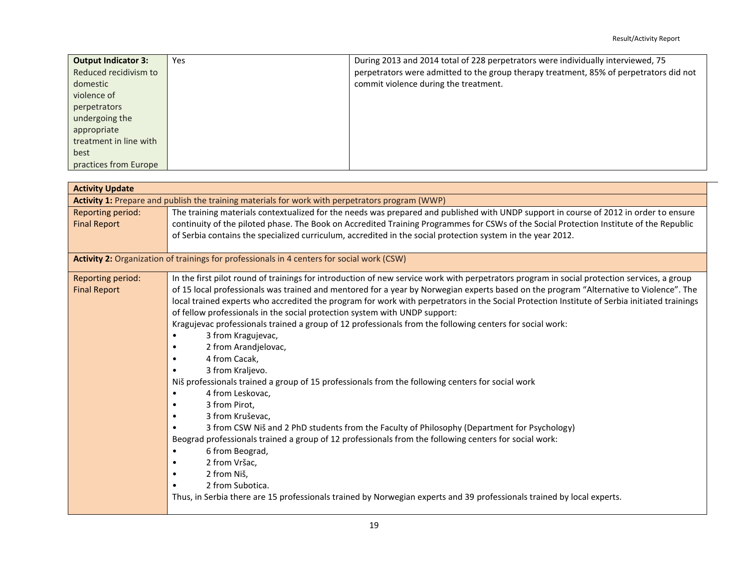| **Output Indicator 3:** Reduced recidivism to domestic violence of perpetrators undergoing the appropriate treatment in line with best practices from Europe | Yes | During 2013 and 2014 total of 228 perpetrators were individually interviewed, 75 perpetrators were admitted to the group therapy treatment, 85% of perpetrators did not commit violence during the treatment. |
|---|---|---|

| **Activity Update** | |
|---|---|
| **Activity 1:** Prepare and publish the training materials for work with perpetrators program (WWP) | |
| Reporting period: Final Report | The training materials contextualized for the needs was prepared and published with UNDP support in course of 2012 in order to ensure continuity of the piloted phase. The Book on Accredited Training Programmes for CSWs of the Social Protection Institute of the Republic of Serbia contains the specialized curriculum, accredited in the social protection system in the year 2012. |
| **Activity 2:** Organization of trainings for professionals in 4 centers for social work (CSW) | |
| Reporting period: Final Report | In the first pilot round of trainings for introduction of new service work with perpetrators program in social protection services, a group of 15 local professionals was trained and mentored for a year by Norwegian experts based on the program "Alternative to Violence". The local trained experts who accredited the program for work with perpetrators in the Social Protection Institute of Serbia initiated trainings of fellow professionals in the social protection system with UNDP support:<br>Kragujevac professionals trained a group of 12 professionals from the following centers for social work:<br>• 3 from Kragujevac,<br>• 2 from Arandjelovac,<br>• 4 from Cacak,<br>• 3 from Kraljevo.<br>Niš professionals trained a group of 15 professionals from the following centers for social work<br>• 4 from Leskovac,<br>• 3 from Pirot,<br>• 3 from Kruševac,<br>• 3 from CSW Niš and 2 PhD students from the Faculty of Philosophy (Department for Psychology)<br>Beograd professionals trained a group of 12 professionals from the following centers for social work:<br>• 6 from Beograd,<br>• 2 from Vršac,<br>• 2 from Niš,<br>• 2 from Subotica.<br>Thus, in Serbia there are 15 professionals trained by Norwegian experts and 39 professionals trained by local experts. |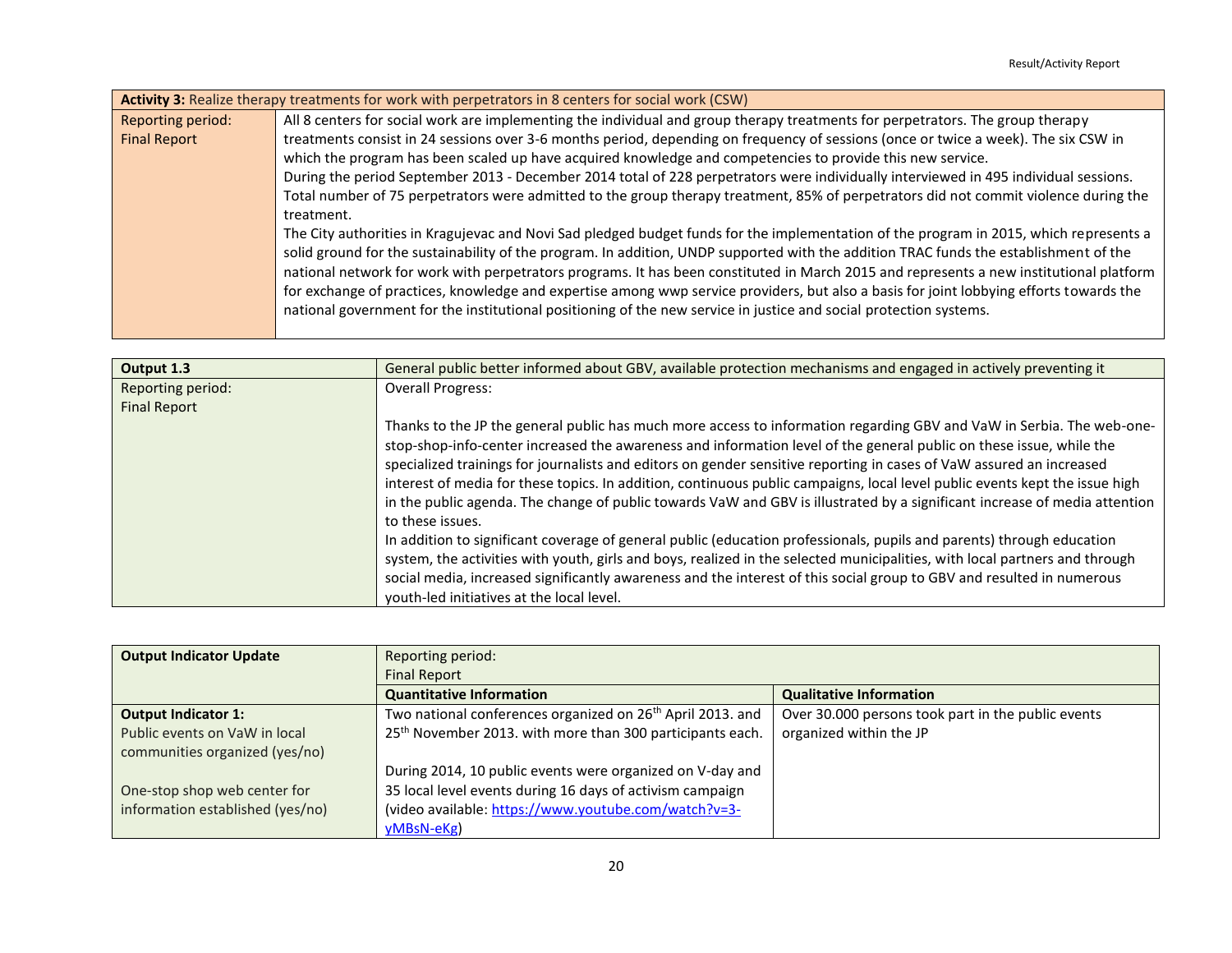| **Activity 3:** Realize therapy treatments for work with perpetrators in 8 centers for social work (CSW) | |
|---|---|
| Reporting period: Final Report | All 8 centers for social work are implementing the individual and group therapy treatments for perpetrators. The group therapy treatments consist in 24 sessions over 3-6 months period, depending on frequency of sessions (once or twice a week). The six CSW in which the program has been scaled up have acquired knowledge and competencies to provide this new service.<br>During the period September 2013 - December 2014 total of 228 perpetrators were individually interviewed in 495 individual sessions. Total number of 75 perpetrators were admitted to the group therapy treatment, 85% of perpetrators did not commit violence during the treatment.<br>The City authorities in Kragujevac and Novi Sad pledged budget funds for the implementation of the program in 2015, which represents a solid ground for the sustainability of the program. In addition, UNDP supported with the addition TRAC funds the establishment of the national network for work with perpetrators programs. It has been constituted in March 2015 and represents a new institutional platform for exchange of practices, knowledge and expertise among wwp service providers, but also a basis for joint lobbying efforts towards the national government for the institutional positioning of the new service in justice and social protection systems. |

| **Output 1.3** | General public better informed about GBV, available protection mechanisms and engaged in actively preventing it |
|---|---|
| Reporting period: Final Report | Overall Progress:<br><br>Thanks to the JP the general public has much more access to information regarding GBV and VaW in Serbia. The web-one-stop-shop-info-center increased the awareness and information level of the general public on these issue, while the specialized trainings for journalists and editors on gender sensitive reporting in cases of VaW assured an increased interest of media for these topics. In addition, continuous public campaigns, local level public events kept the issue high in the public agenda. The change of public towards VaW and GBV is illustrated by a significant increase of media attention to these issues.<br>In addition to significant coverage of general public (education professionals, pupils and parents) through education system, the activities with youth, girls and boys, realized in the selected municipalities, with local partners and through social media, increased significantly awareness and the interest of this social group to GBV and resulted in numerous youth-led initiatives at the local level. |

| **Output Indicator Update** | Reporting period: Final Report | |
|---|---|---|
| | **Quantitative Information** | **Qualitative Information** |
| **Output Indicator 1:**<br>Public events on VaW in local communities organized (yes/no)<br><br>One-stop shop web center for information established (yes/no) | Two national conferences organized on 26th April 2013. and 25th November 2013. with more than 300 participants each.<br><br>During 2014, 10 public events were organized on V-day and 35 local level events during 16 days of activism campaign (video available: [https://www.youtube.com/watch?v=3-yMBsN-eKg](https://www.youtube.com/watch?v=3-yMBsN-eKg)) | Over 30.000 persons took part in the public events organized within the JP |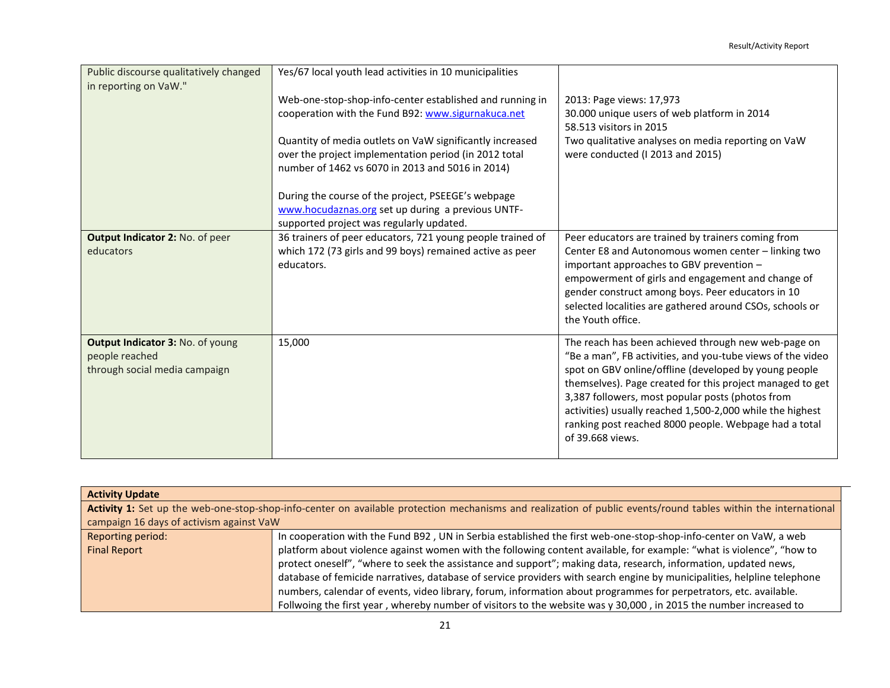| | | |
|---|---|---|
| Public discourse qualitatively changed in reporting on VaW." | Yes/67 local youth lead activities in 10 municipalities<br><br>Web-one-stop-shop-info-center established and running in cooperation with the Fund B92: www.sigurnakuca.net<br><br>Quantity of media outlets on VaW significantly increased over the project implementation period (in 2012 total number of 1462 vs 6070 in 2013 and 5016 in 2014)<br><br>During the course of the project, PSEEGE's webpage www.hocudaznas.org set up during a previous UNTF-supported project was regularly updated. | 2013: Page views: 17,973<br>30.000 unique users of web platform in 2014<br>58.513 visitors in 2015<br>Two qualitative analyses on media reporting on VaW were conducted (I 2013 and 2015) |
| **Output Indicator 2:** No. of peer educators | 36 trainers of peer educators, 721 young people trained of which 172 (73 girls and 99 boys) remained active as peer educators. | Peer educators are trained by trainers coming from Center E8 and Autonomous women center – linking two important approaches to GBV prevention – empowerment of girls and engagement and change of gender construct among boys. Peer educators in 10 selected localities are gathered around CSOs, schools or the Youth office. |
| **Output Indicator 3:** No. of young people reached through social media campaign | 15,000 | The reach has been achieved through new web-page on "Be a man", FB activities, and you-tube views of the video spot on GBV online/offline (developed by young people themselves). Page created for this project managed to get 3,387 followers, most popular posts (photos from activities) usually reached 1,500-2,000 while the highest ranking post reached 8000 people. Webpage had a total of 39.668 views. |

| **Activity Update** | |
|---|---|
| **Activity 1:** Set up the web-one-stop-shop-info-center on available protection mechanisms and realization of public events/round tables within the international campaign 16 days of activism against VaW | |
| Reporting period:<br>Final Report | In cooperation with the Fund B92 , UN in Serbia established the first web-one-stop-shop-info-center on VaW, a web platform about violence against women with the following content available, for example: "what is violence", "how to protect oneself", "where to seek the assistance and support"; making data, research, information, updated news, database of femicide narratives, database of service providers with search engine by municipalities, helpline telephone numbers, calendar of events, video library, forum, information about programmes for perpetrators, etc. available. Follwoing the first year , whereby number of visitors to the website was y 30,000 , in 2015 the number increased to |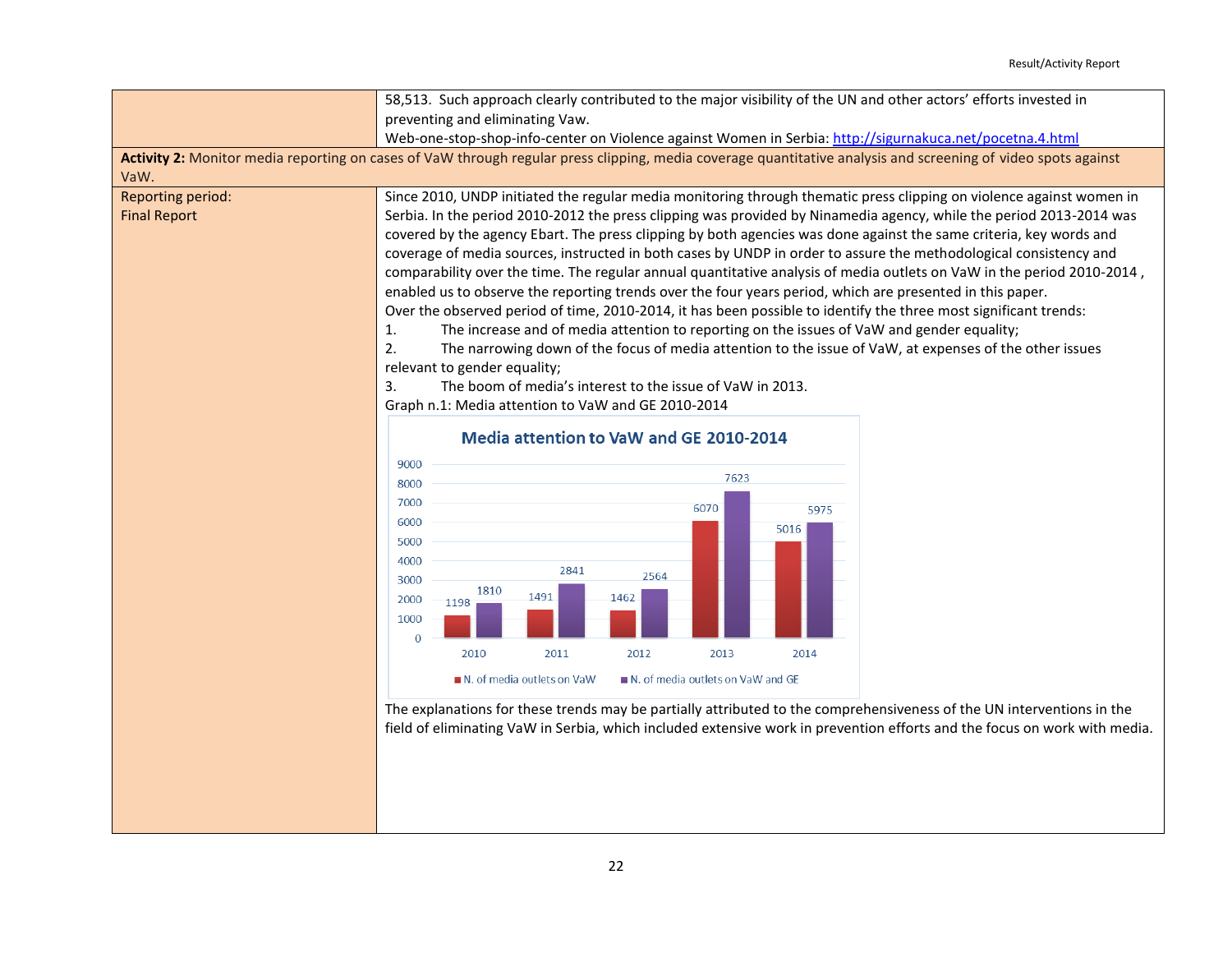58,513. Such approach clearly contributed to the major visibility of the UN and other actors' efforts invested in preventing and eliminating Vaw.

Web-one-stop-shop-info-center on Violence against Women in Serbia: [http://sigurnakuca.net/pocetna.4.html](http://sigurnakuca.net/pocetna.4.html)

**Activity 2:** Monitor media reporting on cases of VaW through regular press clipping, media coverage quantitative analysis and screening of video spots against VaW.

| Reporting period: Final Report | |
|---|---|

Since 2010, UNDP initiated the regular media monitoring through thematic press clipping on violence against women in Serbia. In the period 2010-2012 the press clipping was provided by Ninamedia agency, while the period 2013-2014 was covered by the agency Ebart. The press clipping by both agencies was done against the same criteria, key words and coverage of media sources, instructed in both cases by UNDP in order to assure the methodological consistency and comparability over the time. The regular annual quantitative analysis of media outlets on VaW in the period 2010-2014 , enabled us to observe the reporting trends over the four years period, which are presented in this paper.

Over the observed period of time, 2010-2014, it has been possible to identify the three most significant trends:

1. The increase and of media attention to reporting on the issues of VaW and gender equality;
2. The narrowing down of the focus of media attention to the issue of VaW, at expenses of the other issues relevant to gender equality;
3. The boom of media's interest to the issue of VaW in 2013.

Graph n.1: Media attention to VaW and GE 2010-2014

**Media attention to VaW and GE 2010-2014**

| Year | N. of media outlets on VaW | N. of media outlets on VaW and GE |
|---|---|---|
| 2010 | 1198 | 1810 |
| 2011 | 1491 | 2841 |
| 2012 | 1462 | 2564 |
| 2013 | 6070 | 7623 |
| 2014 | 5016 | 5975 |

The explanations for these trends may be partially attributed to the comprehensiveness of the UN interventions in the field of eliminating VaW in Serbia, which included extensive work in prevention efforts and the focus on work with media.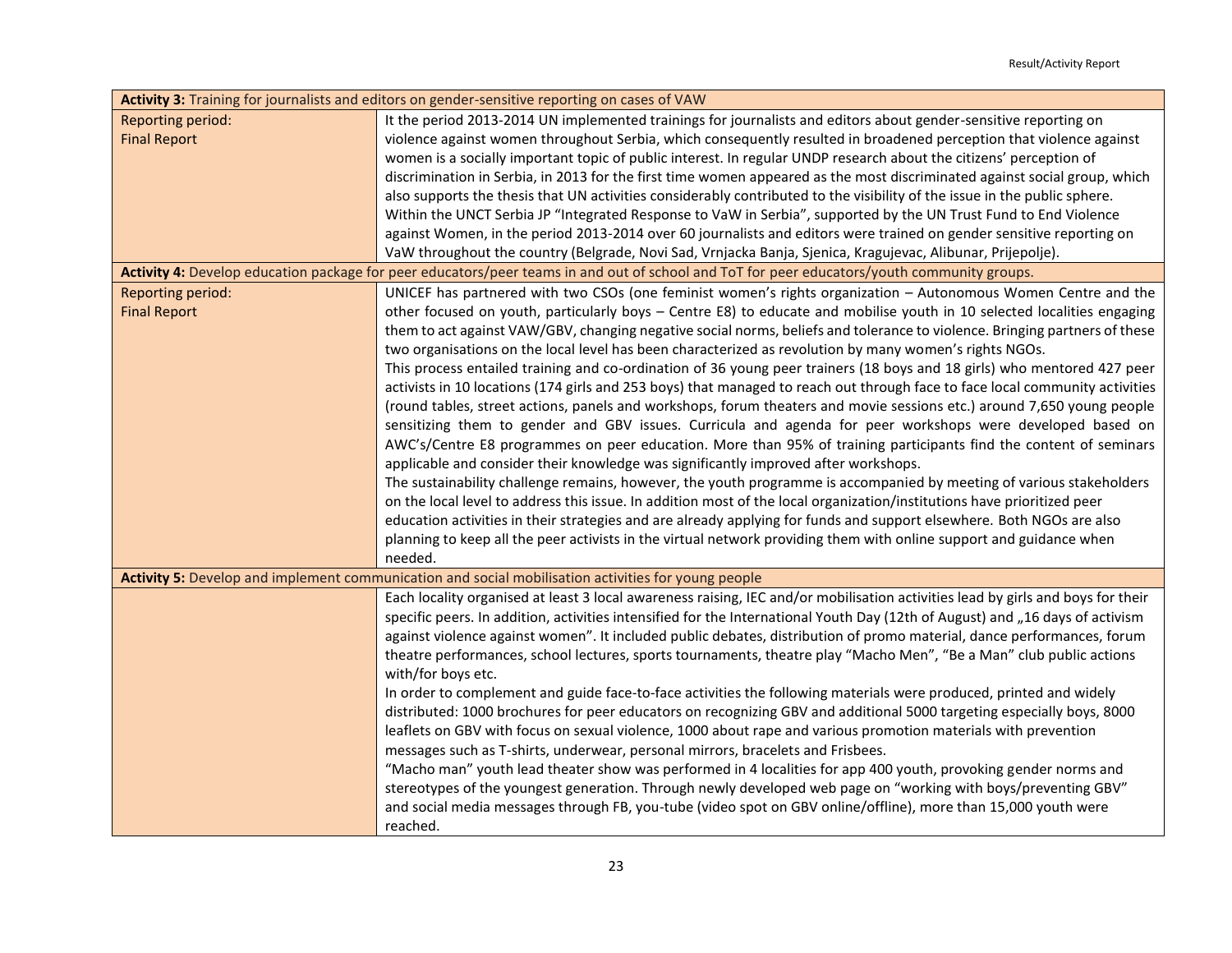| **Activity 3:** Training for journalists and editors on gender-sensitive reporting on cases of VAW | |
|---|---|
| Reporting period:<br>Final Report | It the period 2013-2014 UN implemented trainings for journalists and editors about gender-sensitive reporting on violence against women throughout Serbia, which consequently resulted in broadened perception that violence against women is a socially important topic of public interest. In regular UNDP research about the citizens' perception of discrimination in Serbia, in 2013 for the first time women appeared as the most discriminated against social group, which also supports the thesis that UN activities considerably contributed to the visibility of the issue in the public sphere. Within the UNCT Serbia JP "Integrated Response to VaW in Serbia", supported by the UN Trust Fund to End Violence against Women, in the period 2013-2014 over 60 journalists and editors were trained on gender sensitive reporting on VaW throughout the country (Belgrade, Novi Sad, Vrnjacka Banja, Sjenica, Kragujevac, Alibunar, Prijepolje). |
| **Activity 4:** Develop education package for peer educators/peer teams in and out of school and ToT for peer educators/youth community groups. | |
| Reporting period:<br>Final Report | UNICEF has partnered with two CSOs (one feminist women's rights organization – Autonomous Women Centre and the other focused on youth, particularly boys – Centre E8) to educate and mobilise youth in 10 selected localities engaging them to act against VAW/GBV, changing negative social norms, beliefs and tolerance to violence. Bringing partners of these two organisations on the local level has been characterized as revolution by many women's rights NGOs.<br>This process entailed training and co-ordination of 36 young peer trainers (18 boys and 18 girls) who mentored 427 peer activists in 10 locations (174 girls and 253 boys) that managed to reach out through face to face local community activities (round tables, street actions, panels and workshops, forum theaters and movie sessions etc.) around 7,650 young people sensitizing them to gender and GBV issues. Curricula and agenda for peer workshops were developed based on AWC's/Centre E8 programmes on peer education. More than 95% of training participants find the content of seminars applicable and consider their knowledge was significantly improved after workshops.<br>The sustainability challenge remains, however, the youth programme is accompanied by meeting of various stakeholders on the local level to address this issue. In addition most of the local organization/institutions have prioritized peer education activities in their strategies and are already applying for funds and support elsewhere. Both NGOs are also planning to keep all the peer activists in the virtual network providing them with online support and guidance when needed. |
| **Activity 5:** Develop and implement communication and social mobilisation activities for young people | |
| | Each locality organised at least 3 local awareness raising, IEC and/or mobilisation activities lead by girls and boys for their specific peers. In addition, activities intensified for the International Youth Day (12th of August) and „16 days of activism against violence against women". It included public debates, distribution of promo material, dance performances, forum theatre performances, school lectures, sports tournaments, theatre play "Macho Men", "Be a Man" club public actions with/for boys etc.<br>In order to complement and guide face-to-face activities the following materials were produced, printed and widely distributed: 1000 brochures for peer educators on recognizing GBV and additional 5000 targeting especially boys, 8000 leaflets on GBV with focus on sexual violence, 1000 about rape and various promotion materials with prevention messages such as T-shirts, underwear, personal mirrors, bracelets and Frisbees.<br>"Macho man" youth lead theater show was performed in 4 localities for app 400 youth, provoking gender norms and stereotypes of the youngest generation. Through newly developed web page on "working with boys/preventing GBV" and social media messages through FB, you-tube (video spot on GBV online/offline), more than 15,000 youth were reached. |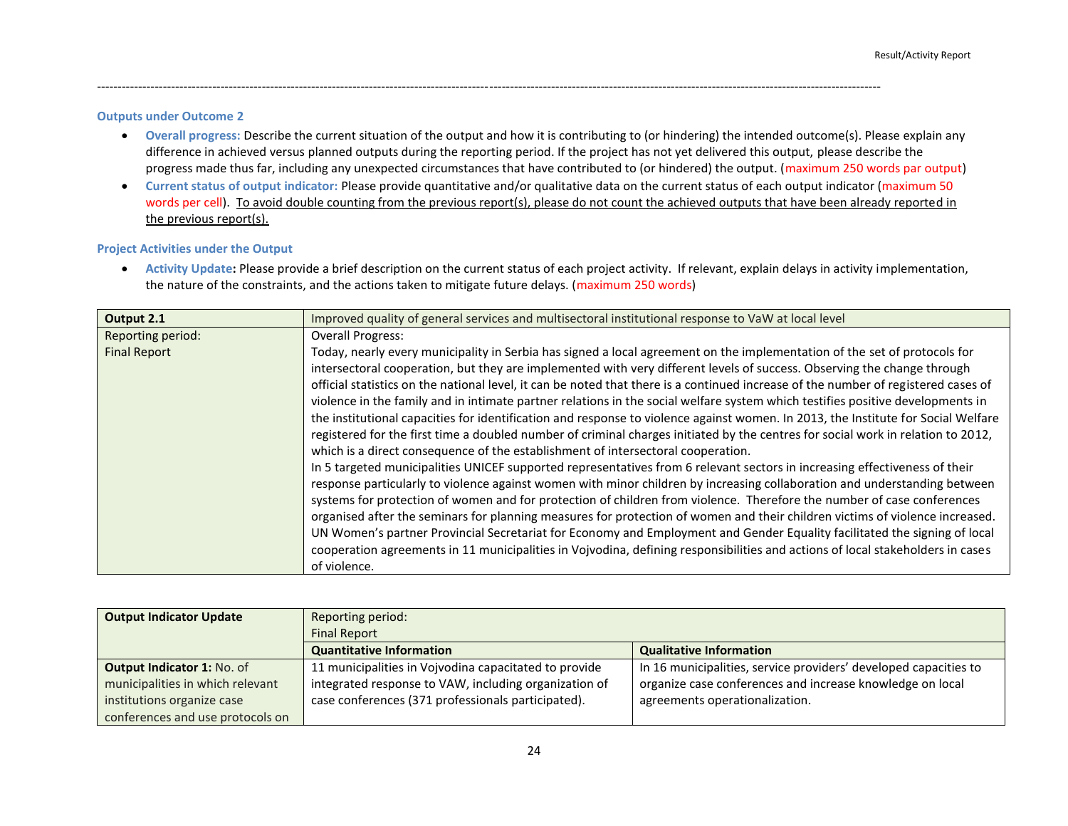### Outputs under Outcome 2

- **Overall progress:** Describe the current situation of the output and how it is contributing to (or hindering) the intended outcome(s). Please explain any difference in achieved versus planned outputs during the reporting period. If the project has not yet delivered this output, please describe the progress made thus far, including any unexpected circumstances that have contributed to (or hindered) the output. (maximum 250 words par output)
- **Current status of output indicator:** Please provide quantitative and/or qualitative data on the current status of each output indicator (maximum 50 words per cell). To avoid double counting from the previous report(s), please do not count the achieved outputs that have been already reported in the previous report(s).

### Project Activities under the Output

- **Activity Update:** Please provide a brief description on the current status of each project activity. If relevant, explain delays in activity implementation, the nature of the constraints, and the actions taken to mitigate future delays. (maximum 250 words)

| **Output 2.1** | Improved quality of general services and multisectoral institutional response to VaW at local level |
|---|---|
| Reporting period: Final Report | Overall Progress: Today, nearly every municipality in Serbia has signed a local agreement on the implementation of the set of protocols for intersectoral cooperation, but they are implemented with very different levels of success. Observing the change through official statistics on the national level, it can be noted that there is a continued increase of the number of registered cases of violence in the family and in intimate partner relations in the social welfare system which testifies positive developments in the institutional capacities for identification and response to violence against women. In 2013, the Institute for Social Welfare registered for the first time a doubled number of criminal charges initiated by the centres for social work in relation to 2012, which is a direct consequence of the establishment of intersectoral cooperation.<br>In 5 targeted municipalities UNICEF supported representatives from 6 relevant sectors in increasing effectiveness of their response particularly to violence against women with minor children by increasing collaboration and understanding between systems for protection of women and for protection of children from violence. Therefore the number of case conferences organised after the seminars for planning measures for protection of women and their children victims of violence increased.<br>UN Women's partner Provincial Secretariat for Economy and Employment and Gender Equality facilitated the signing of local cooperation agreements in 11 municipalities in Vojvodina, defining responsibilities and actions of local stakeholders in cases of violence. |

| **Output Indicator Update** | Reporting period: Final Report | |
|---|---|---|
| | **Quantitative Information** | **Qualitative Information** |
| **Output Indicator 1:** No. of municipalities in which relevant institutions organize case conferences and use protocols on | 11 municipalities in Vojvodina capacitated to provide integrated response to VAW, including organization of case conferences (371 professionals participated). | In 16 municipalities, service providers' developed capacities to organize case conferences and increase knowledge on local agreements operationalization. |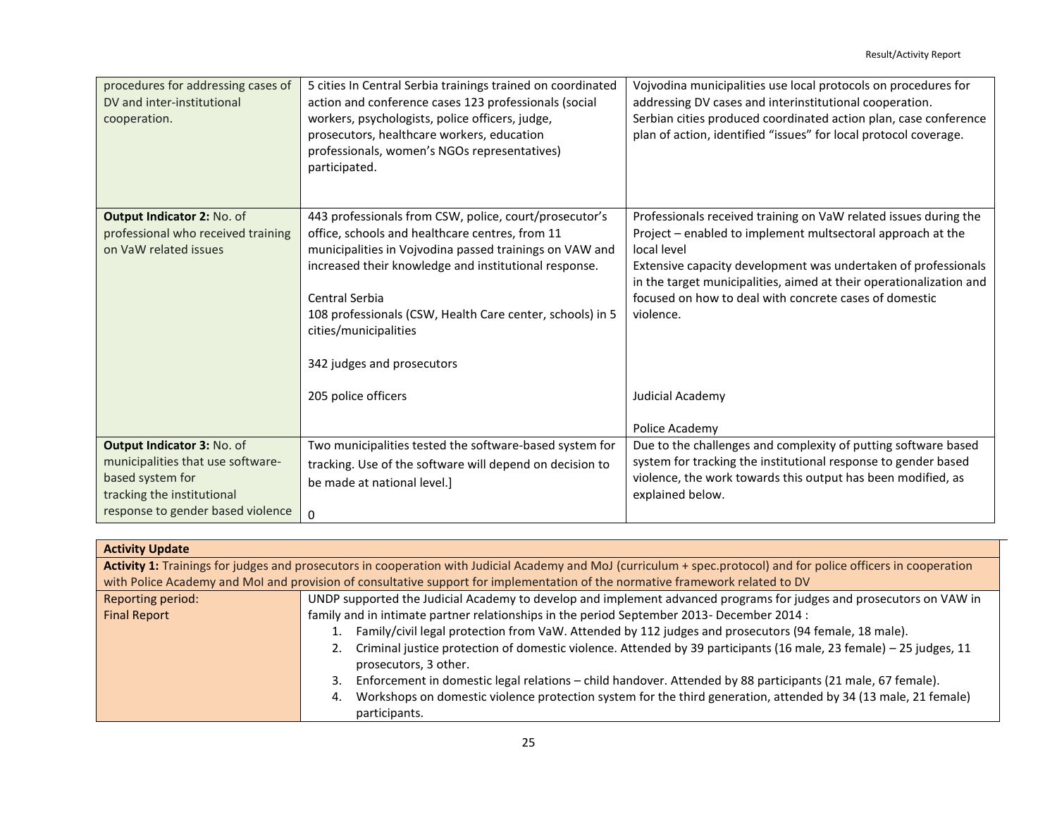| | | |
|---|---|---|
| procedures for addressing cases of DV and inter-institutional cooperation. | 5 cities In Central Serbia trainings trained on coordinated action and conference cases 123 professionals (social workers, psychologists, police officers, judge, prosecutors, healthcare workers, education professionals, women's NGOs representatives) participated. | Vojvodina municipalities use local protocols on procedures for addressing DV cases and interinstitutional cooperation.<br>Serbian cities produced coordinated action plan, case conference plan of action, identified "issues" for local protocol coverage. |
| **Output Indicator 2:** No. of professional who received training on VaW related issues | 443 professionals from CSW, police, court/prosecutor's office, schools and healthcare centres, from 11 municipalities in Vojvodina passed trainings on VAW and increased their knowledge and institutional response.<br><br>Central Serbia<br>108 professionals (CSW, Health Care center, schools) in 5 cities/municipalities<br><br>342 judges and prosecutors<br><br>205 police officers | Professionals received training on VaW related issues during the Project – enabled to implement multsectoral approach at the local level<br>Extensive capacity development was undertaken of professionals in the target municipalities, aimed at their operationalization and focused on how to deal with concrete cases of domestic violence.<br><br>Judicial Academy<br><br>Police Academy |
| **Output Indicator 3:** No. of municipalities that use software-based system for tracking the institutional response to gender based violence | Two municipalities tested the software-based system for tracking. Use of the software will depend on decision to be made at national level.]<br><br>0 | Due to the challenges and complexity of putting software based system for tracking the institutional response to gender based violence, the work towards this output has been modified, as explained below. |

| **Activity Update** | |
|---|---|
| **Activity 1:** Trainings for judges and prosecutors in cooperation with Judicial Academy and MoJ (curriculum + spec.protocol) and for police officers in cooperation with Police Academy and MoI and provision of consultative support for implementation of the normative framework related to DV | |
| Reporting period:<br>Final Report | UNDP supported the Judicial Academy to develop and implement advanced programs for judges and prosecutors on VAW in family and in intimate partner relationships in the period September 2013- December 2014 :<br>1. Family/civil legal protection from VaW. Attended by 112 judges and prosecutors (94 female, 18 male).<br>2. Criminal justice protection of domestic violence. Attended by 39 participants (16 male, 23 female) – 25 judges, 11 prosecutors, 3 other.<br>3. Enforcement in domestic legal relations – child handover. Attended by 88 participants (21 male, 67 female).<br>4. Workshops on domestic violence protection system for the third generation, attended by 34 (13 male, 21 female) participants. |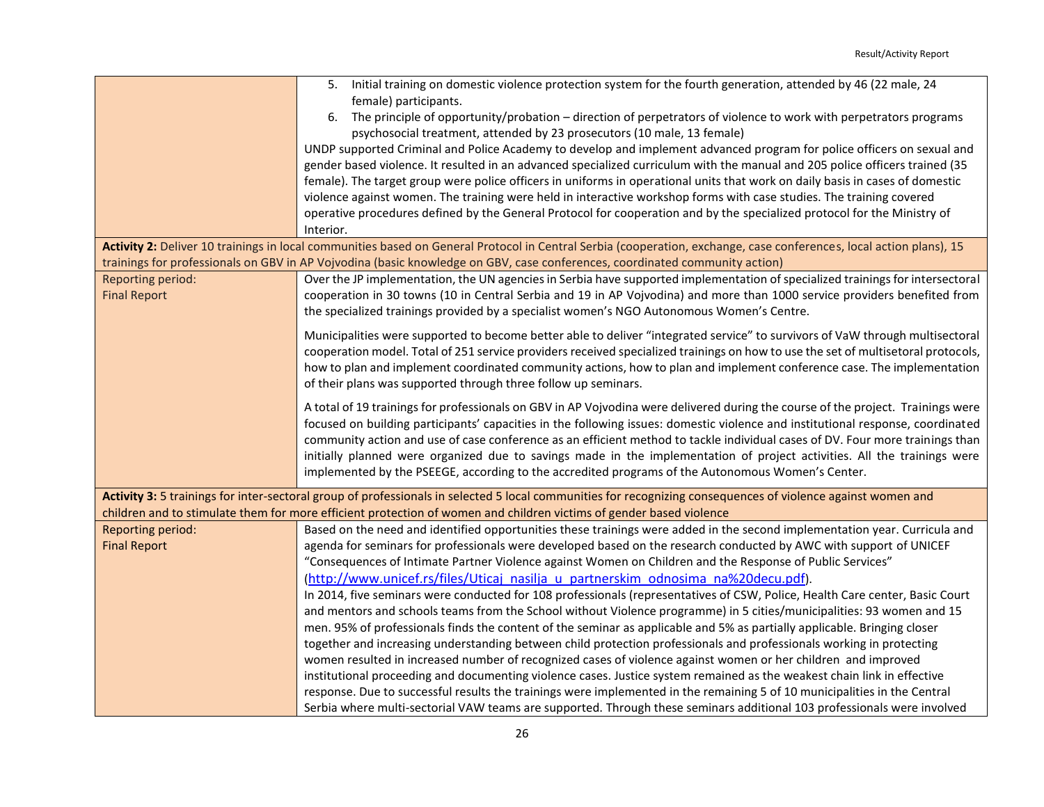| | |
|---|---|
| | 5. Initial training on domestic violence protection system for the fourth generation, attended by 46 (22 male, 24 female) participants.<br>6. The principle of opportunity/probation – direction of perpetrators of violence to work with perpetrators programs psychosocial treatment, attended by 23 prosecutors (10 male, 13 female)<br>UNDP supported Criminal and Police Academy to develop and implement advanced program for police officers on sexual and gender based violence. It resulted in an advanced specialized curriculum with the manual and 205 police officers trained (35 female). The target group were police officers in uniforms in operational units that work on daily basis in cases of domestic violence against women. The training were held in interactive workshop forms with case studies. The training covered operative procedures defined by the General Protocol for cooperation and by the specialized protocol for the Ministry of Interior. |
| **Activity 2:** Deliver 10 trainings in local communities based on General Protocol in Central Serbia (cooperation, exchange, case conferences, local action plans), 15 trainings for professionals on GBV in AP Vojvodina (basic knowledge on GBV, case conferences, coordinated community action) | |
| Reporting period:<br>Final Report | Over the JP implementation, the UN agencies in Serbia have supported implementation of specialized trainings for intersectoral cooperation in 30 towns (10 in Central Serbia and 19 in AP Vojvodina) and more than 1000 service providers benefited from the specialized trainings provided by a specialist women's NGO Autonomous Women's Centre.<br><br>Municipalities were supported to become better able to deliver "integrated service" to survivors of VaW through multisectoral cooperation model. Total of 251 service providers received specialized trainings on how to use the set of multisetoral protocols, how to plan and implement coordinated community actions, how to plan and implement conference case. The implementation of their plans was supported through three follow up seminars.<br><br>A total of 19 trainings for professionals on GBV in AP Vojvodina were delivered during the course of the project. Trainings were focused on building participants' capacities in the following issues: domestic violence and institutional response, coordinated community action and use of case conference as an efficient method to tackle individual cases of DV. Four more trainings than initially planned were organized due to savings made in the implementation of project activities. All the trainings were implemented by the PSEEGE, according to the accredited programs of the Autonomous Women's Center. |
| **Activity 3:** 5 trainings for inter-sectoral group of professionals in selected 5 local communities for recognizing consequences of violence against women and children and to stimulate them for more efficient protection of women and children victims of gender based violence | |
| Reporting period:<br>Final Report | Based on the need and identified opportunities these trainings were added in the second implementation year. Curricula and agenda for seminars for professionals were developed based on the research conducted by AWC with support of UNICEF "Consequences of Intimate Partner Violence against Women on Children and the Response of Public Services" ([http://www.unicef.rs/files/Uticaj_nasilja_u_partnerskim_odnosima_na%20decu.pdf](http://www.unicef.rs/files/Uticaj_nasilja_u_partnerskim_odnosima_na%20decu.pdf)).<br>In 2014, five seminars were conducted for 108 professionals (representatives of CSW, Police, Health Care center, Basic Court and mentors and schools teams from the School without Violence programme) in 5 cities/municipalities: 93 women and 15 men. 95% of professionals finds the content of the seminar as applicable and 5% as partially applicable. Bringing closer together and increasing understanding between child protection professionals and professionals working in protecting women resulted in increased number of recognized cases of violence against women or her children and improved institutional proceeding and documenting violence cases. Justice system remained as the weakest chain link in effective response. Due to successful results the trainings were implemented in the remaining 5 of 10 municipalities in the Central Serbia where multi-sectorial VAW teams are supported. Through these seminars additional 103 professionals were involved |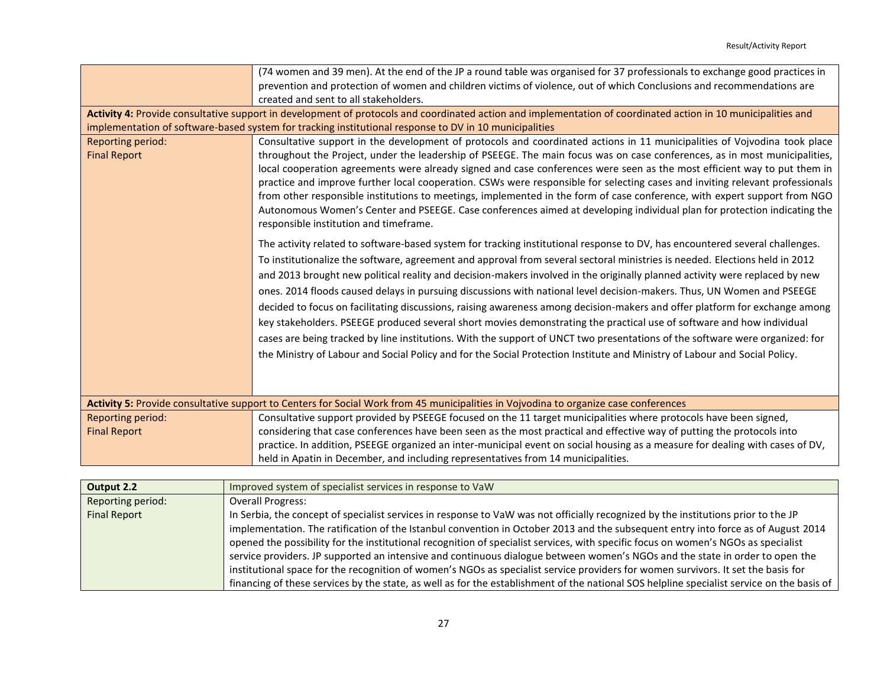| | |
|---|---|
| | (74 women and 39 men). At the end of the JP a round table was organised for 37 professionals to exchange good practices in prevention and protection of women and children victims of violence, out of which Conclusions and recommendations are created and sent to all stakeholders. |
| **Activity 4:** Provide consultative support in development of protocols and coordinated action and implementation of coordinated action in 10 municipalities and implementation of software-based system for tracking institutional response to DV in 10 municipalities | |
| Reporting period: Final Report | Consultative support in the development of protocols and coordinated actions in 11 municipalities of Vojvodina took place throughout the Project, under the leadership of PSEEGE. The main focus was on case conferences, as in most municipalities, local cooperation agreements were already signed and case conferences were seen as the most efficient way to put them in practice and improve further local cooperation. CSWs were responsible for selecting cases and inviting relevant professionals from other responsible institutions to meetings, implemented in the form of case conference, with expert support from NGO Autonomous Women's Center and PSEEGE. Case conferences aimed at developing individual plan for protection indicating the responsible institution and timeframe.<br><br>The activity related to software-based system for tracking institutional response to DV, has encountered several challenges. To institutionalize the software, agreement and approval from several sectoral ministries is needed. Elections held in 2012 and 2013 brought new political reality and decision-makers involved in the originally planned activity were replaced by new ones. 2014 floods caused delays in pursuing discussions with national level decision-makers. Thus, UN Women and PSEEGE decided to focus on facilitating discussions, raising awareness among decision-makers and offer platform for exchange among key stakeholders. PSEEGE produced several short movies demonstrating the practical use of software and how individual cases are being tracked by line institutions. With the support of UNCT two presentations of the software were organized: for the Ministry of Labour and Social Policy and for the Social Protection Institute and Ministry of Labour and Social Policy. |
| **Activity 5:** Provide consultative support to Centers for Social Work from 45 municipalities in Vojvodina to organize case conferences | |
| Reporting period: Final Report | Consultative support provided by PSEEGE focused on the 11 target municipalities where protocols have been signed, considering that case conferences have been seen as the most practical and effective way of putting the protocols into practice. In addition, PSEEGE organized an inter-municipal event on social housing as a measure for dealing with cases of DV, held in Apatin in December, and including representatives from 14 municipalities. |

| **Output 2.2** | Improved system of specialist services in response to VaW |
|---|---|
| Reporting period: Final Report | Overall Progress:<br>In Serbia, the concept of specialist services in response to VaW was not officially recognized by the institutions prior to the JP implementation. The ratification of the Istanbul convention in October 2013 and the subsequent entry into force as of August 2014 opened the possibility for the institutional recognition of specialist services, with specific focus on women's NGOs as specialist service providers. JP supported an intensive and continuous dialogue between women's NGOs and the state in order to open the institutional space for the recognition of women's NGOs as specialist service providers for women survivors. It set the basis for financing of these services by the state, as well as for the establishment of the national SOS helpline specialist service on the basis of |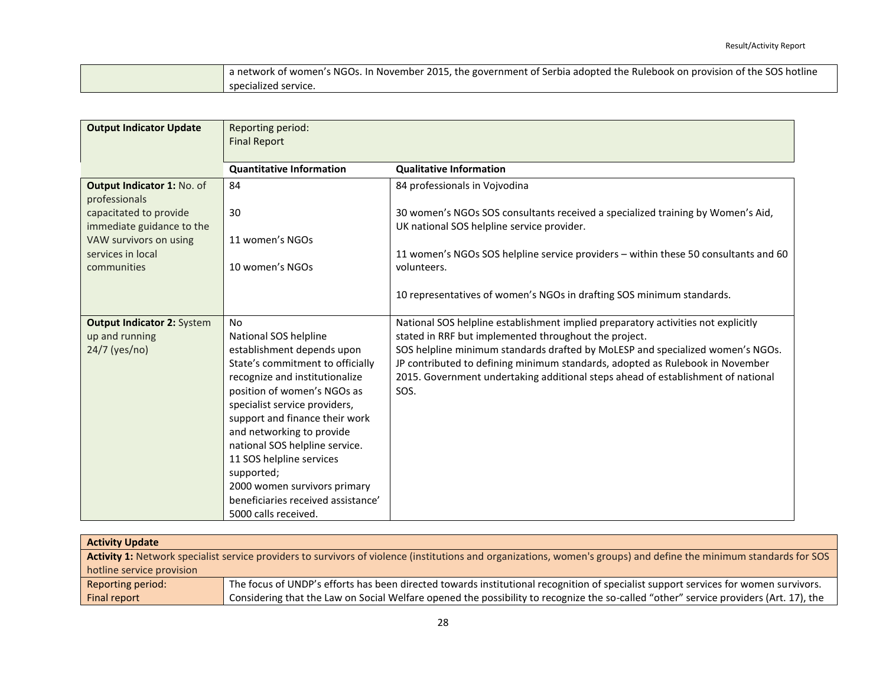| | a network of women's NGOs. In November 2015, the government of Serbia adopted the Rulebook on provision of the SOS hotline specialized service. |
|---|---|

| **Output Indicator Update** | Reporting period: Final Report | |
|---|---|---|
| | **Quantitative Information** | **Qualitative Information** |
| **Output Indicator 1:** No. of professionals capacitated to provide immediate guidance to the VAW survivors on using services in local communities | 84<br><br>30<br><br>11 women's NGOs<br><br>10 women's NGOs | 84 professionals in Vojvodina<br><br>30 women's NGOs SOS consultants received a specialized training by Women's Aid, UK national SOS helpline service provider.<br><br>11 women's NGOs SOS helpline service providers – within these 50 consultants and 60 volunteers.<br><br>10 representatives of women's NGOs in drafting SOS minimum standards. |
| **Output Indicator 2:** System up and running 24/7 (yes/no) | No<br>National SOS helpline establishment depends upon State's commitment to officially recognize and institutionalize position of women's NGOs as specialist service providers, support and finance their work and networking to provide national SOS helpline service.<br>11 SOS helpline services supported;<br>2000 women survivors primary beneficiaries received assistance'<br>5000 calls received. | National SOS helpline establishment implied preparatory activities not explicitly stated in RRF but implemented throughout the project.<br>SOS helpline minimum standards drafted by MoLESP and specialized women's NGOs. JP contributed to defining minimum standards, adopted as Rulebook in November 2015. Government undertaking additional steps ahead of establishment of national SOS. |

| **Activity Update** | |
|---|---|
| **Activity 1:** Network specialist service providers to survivors of violence (institutions and organizations, women's groups) and define the minimum standards for SOS hotline service provision | |
| Reporting period: Final report | The focus of UNDP's efforts has been directed towards institutional recognition of specialist support services for women survivors. Considering that the Law on Social Welfare opened the possibility to recognize the so-called "other" service providers (Art. 17), the |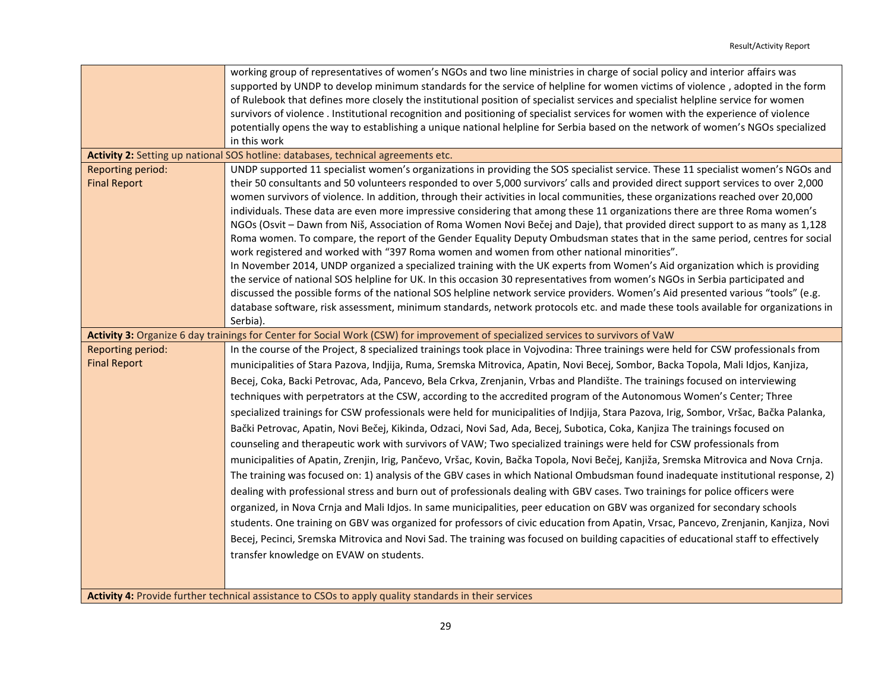| | |
|---|---|
| | working group of representatives of women's NGOs and two line ministries in charge of social policy and interior affairs was supported by UNDP to develop minimum standards for the service of helpline for women victims of violence , adopted in the form of Rulebook that defines more closely the institutional position of specialist services and specialist helpline service for women survivors of violence . Institutional recognition and positioning of specialist services for women with the experience of violence potentially opens the way to establishing a unique national helpline for Serbia based on the network of women's NGOs specialized in this work |
| **Activity 2:** Setting up national SOS hotline: databases, technical agreements etc. | |
| Reporting period: Final Report | UNDP supported 11 specialist women's organizations in providing the SOS specialist service. These 11 specialist women's NGOs and their 50 consultants and 50 volunteers responded to over 5,000 survivors' calls and provided direct support services to over 2,000 women survivors of violence. In addition, through their activities in local communities, these organizations reached over 20,000 individuals. These data are even more impressive considering that among these 11 organizations there are three Roma women's NGOs (Osvit – Dawn from Niš, Association of Roma Women Novi Bečej and Daje), that provided direct support to as many as 1,128 Roma women. To compare, the report of the Gender Equality Deputy Ombudsman states that in the same period, centres for social work registered and worked with "397 Roma women and women from other national minorities".<br>In November 2014, UNDP organized a specialized training with the UK experts from Women's Aid organization which is providing the service of national SOS helpline for UK. In this occasion 30 representatives from women's NGOs in Serbia participated and discussed the possible forms of the national SOS helpline network service providers. Women's Aid presented various "tools" (e.g. database software, risk assessment, minimum standards, network protocols etc. and made these tools available for organizations in Serbia). |
| **Activity 3:** Organize 6 day trainings for Center for Social Work (CSW) for improvement of specialized services to survivors of VaW | |
| Reporting period: Final Report | In the course of the Project, 8 specialized trainings took place in Vojvodina: Three trainings were held for CSW professionals from municipalities of Stara Pazova, Indjija, Ruma, Sremska Mitrovica, Apatin, Novi Becej, Sombor, Backa Topola, Mali Idjos, Kanjiza, Becej, Coka, Backi Petrovac, Ada, Pancevo, Bela Crkva, Zrenjanin, Vrbas and Plandište. The trainings focused on interviewing techniques with perpetrators at the CSW, according to the accredited program of the Autonomous Women's Center; Three specialized trainings for CSW professionals were held for municipalities of Indjija, Stara Pazova, Irig, Sombor, Vršac, Bačka Palanka, Bački Petrovac, Apatin, Novi Bečej, Kikinda, Odzaci, Novi Sad, Ada, Becej, Subotica, Coka, Kanjiza The trainings focused on counseling and therapeutic work with survivors of VAW; Two specialized trainings were held for CSW professionals from municipalities of Apatin, Zrenjin, Irig, Pančevo, Vršac, Kovin, Bačka Topola, Novi Bečej, Kanjiža, Sremska Mitrovica and Nova Crnja. The training was focused on: 1) analysis of the GBV cases in which National Ombudsman found inadequate institutional response, 2) dealing with professional stress and burn out of professionals dealing with GBV cases. Two trainings for police officers were organized, in Nova Crnja and Mali Idjos. In same municipalities, peer education on GBV was organized for secondary schools students. One training on GBV was organized for professors of civic education from Apatin, Vrsac, Pancevo, Zrenjanin, Kanjiza, Novi Becej, Pecinci, Sremska Mitrovica and Novi Sad. The training was focused on building capacities of educational staff to effectively transfer knowledge on EVAW on students. |
| **Activity 4:** Provide further technical assistance to CSOs to apply quality standards in their services | |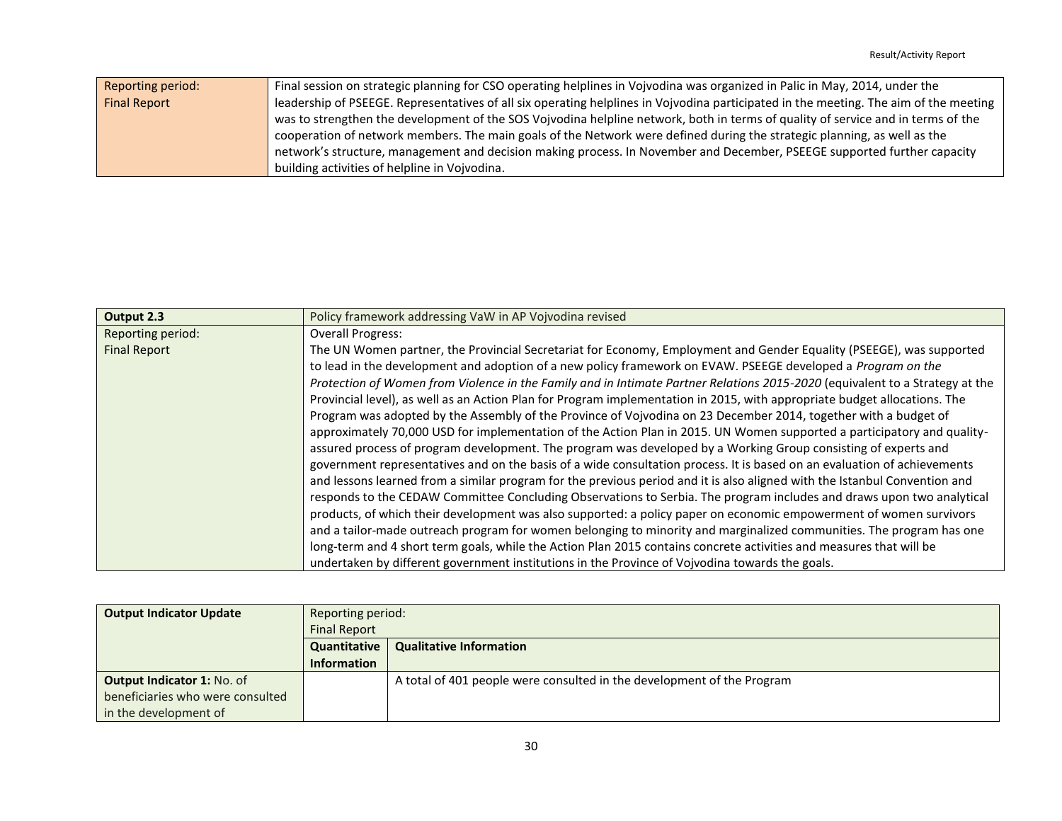| Reporting period: Final Report | Final session on strategic planning for CSO operating helplines in Vojvodina was organized in Palic in May, 2014, under the leadership of PSEEGE. Representatives of all six operating helplines in Vojvodina participated in the meeting. The aim of the meeting was to strengthen the development of the SOS Vojvodina helpline network, both in terms of quality of service and in terms of the cooperation of network members. The main goals of the Network were defined during the strategic planning, as well as the network's structure, management and decision making process. In November and December, PSEEGE supported further capacity building activities of helpline in Vojvodina. |
|---|---|

| **Output 2.3** | Policy framework addressing VaW in AP Vojvodina revised |
|---|---|
| Reporting period: Final Report | Overall Progress: The UN Women partner, the Provincial Secretariat for Economy, Employment and Gender Equality (PSEEGE), was supported to lead in the development and adoption of a new policy framework on EVAW. PSEEGE developed a *Program on the Protection of Women from Violence in the Family and in Intimate Partner Relations 2015-2020* (equivalent to a Strategy at the Provincial level), as well as an Action Plan for Program implementation in 2015, with appropriate budget allocations. The Program was adopted by the Assembly of the Province of Vojvodina on 23 December 2014, together with a budget of approximately 70,000 USD for implementation of the Action Plan in 2015. UN Women supported a participatory and quality-assured process of program development. The program was developed by a Working Group consisting of experts and government representatives and on the basis of a wide consultation process. It is based on an evaluation of achievements and lessons learned from a similar program for the previous period and it is also aligned with the Istanbul Convention and responds to the CEDAW Committee Concluding Observations to Serbia. The program includes and draws upon two analytical products, of which their development was also supported: a policy paper on economic empowerment of women survivors and a tailor-made outreach program for women belonging to minority and marginalized communities. The program has one long-term and 4 short term goals, while the Action Plan 2015 contains concrete activities and measures that will be undertaken by different government institutions in the Province of Vojvodina towards the goals. |

| **Output Indicator Update** | Reporting period: Final Report | |
|---|---|---|
| | **Quantitative Information** | **Qualitative Information** |
| **Output Indicator 1:** No. of beneficiaries who were consulted in the development of | | A total of 401 people were consulted in the development of the Program |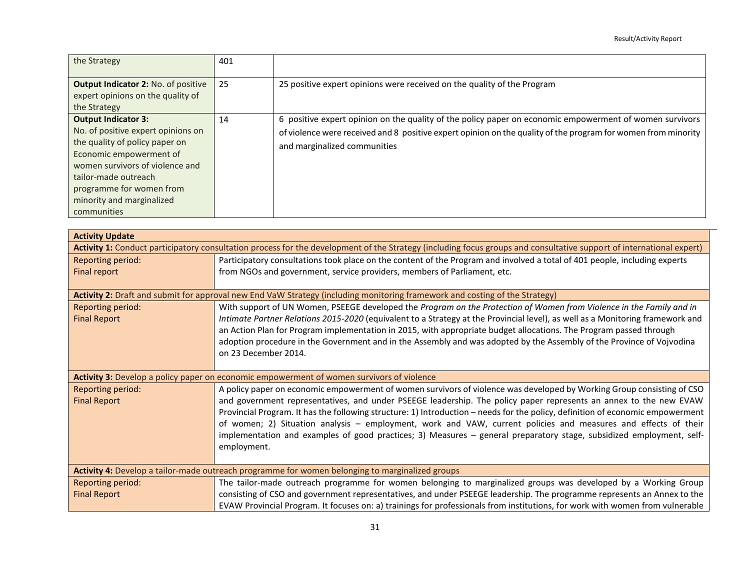| the Strategy | 401 | |
|---|---|---|
| **Output Indicator 2:** No. of positive expert opinions on the quality of the Strategy | 25 | 25 positive expert opinions were received on the quality of the Program |
| **Output Indicator 3:** No. of positive expert opinions on the quality of policy paper on Economic empowerment of women survivors of violence and tailor-made outreach programme for women from minority and marginalized communities | 14 | 6 positive expert opinion on the quality of the policy paper on economic empowerment of women survivors of violence were received and 8 positive expert opinion on the quality of the program for women from minority and marginalized communities |

| **Activity Update** | |
|---|---|
| **Activity 1:** Conduct participatory consultation process for the development of the Strategy (including focus groups and consultative support of international expert) | |
| Reporting period: Final report | Participatory consultations took place on the content of the Program and involved a total of 401 people, including experts from NGOs and government, service providers, members of Parliament, etc. |
| **Activity 2:** Draft and submit for approval new End VaW Strategy (including monitoring framework and costing of the Strategy) | |
| Reporting period: Final Report | With support of UN Women, PSEEGE developed the *Program on the Protection of Women from Violence in the Family and in Intimate Partner Relations 2015-2020* (equivalent to a Strategy at the Provincial level), as well as a Monitoring framework and an Action Plan for Program implementation in 2015, with appropriate budget allocations. The Program passed through adoption procedure in the Government and in the Assembly and was adopted by the Assembly of the Province of Vojvodina on 23 December 2014. |
| **Activity 3:** Develop a policy paper on economic empowerment of women survivors of violence | |
| Reporting period: Final Report | A policy paper on economic empowerment of women survivors of violence was developed by Working Group consisting of CSO and government representatives, and under PSEEGE leadership. The policy paper represents an annex to the new EVAW Provincial Program. It has the following structure: 1) Introduction – needs for the policy, definition of economic empowerment of women; 2) Situation analysis – employment, work and VAW, current policies and measures and effects of their implementation and examples of good practices; 3) Measures – general preparatory stage, subsidized employment, self-employment. |
| **Activity 4:** Develop a tailor-made outreach programme for women belonging to marginalized groups | |
| Reporting period: Final Report | The tailor-made outreach programme for women belonging to marginalized groups was developed by a Working Group consisting of CSO and government representatives, and under PSEEGE leadership. The programme represents an Annex to the EVAW Provincial Program. It focuses on: a) trainings for professionals from institutions, for work with women from vulnerable |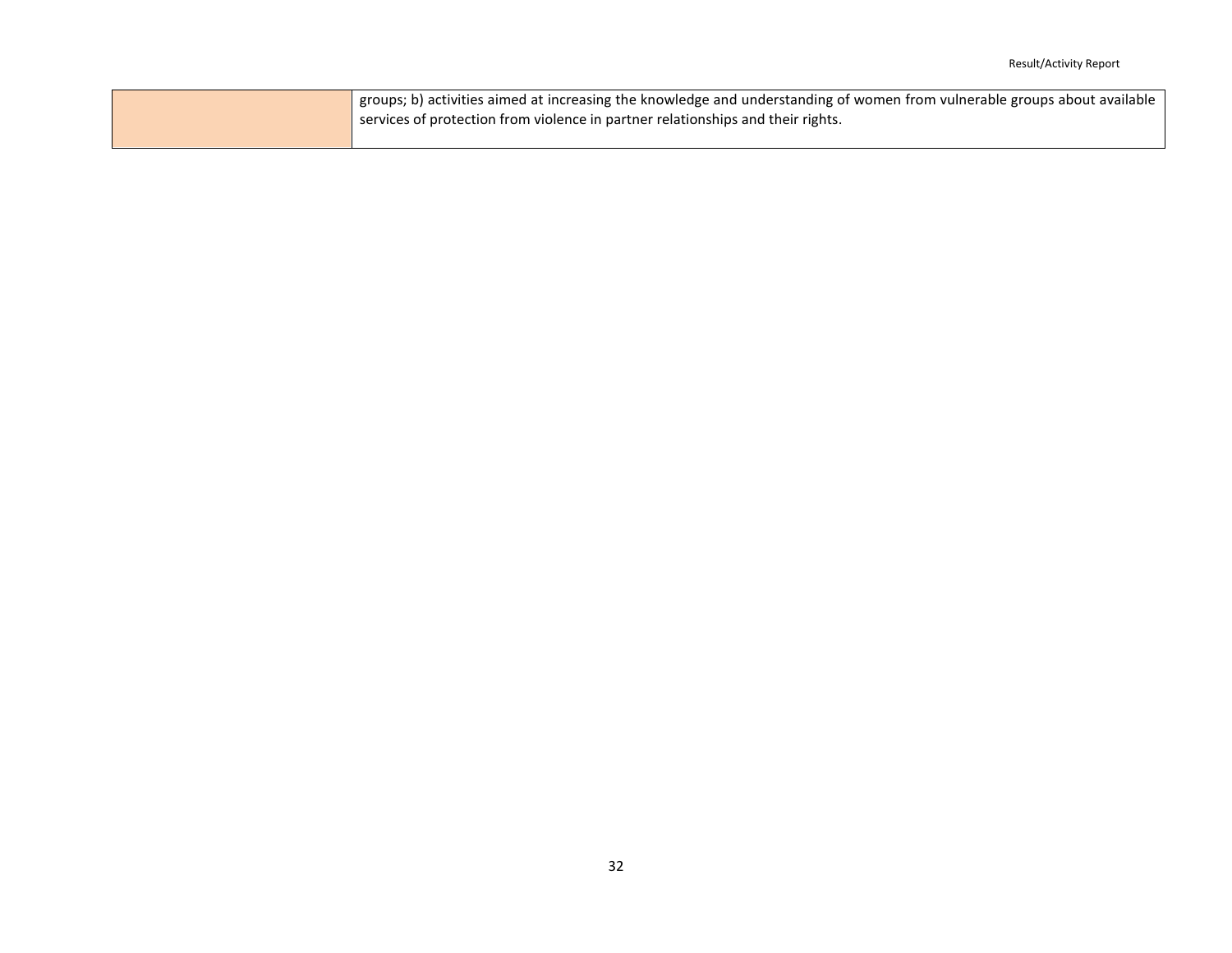| | |
|---|---|
| | groups; b) activities aimed at increasing the knowledge and understanding of women from vulnerable groups about available services of protection from violence in partner relationships and their rights. |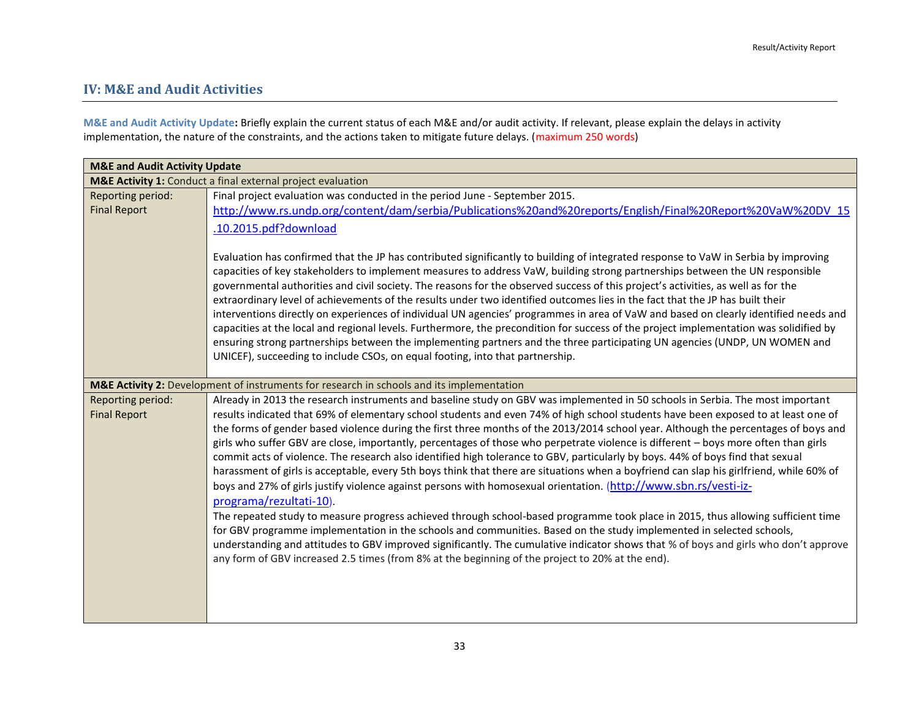## IV: M&E and Audit Activities

**M&E and Audit Activity Update:** Briefly explain the current status of each M&E and/or audit activity. If relevant, please explain the delays in activity implementation, the nature of the constraints, and the actions taken to mitigate future delays. (maximum 250 words)

| **M&E and Audit Activity Update** | |
|---|---|
| **M&E Activity 1:** Conduct a final external project evaluation | |
| Reporting period: Final Report | Final project evaluation was conducted in the period June - September 2015. http://www.rs.undp.org/content/dam/serbia/Publications%20and%20reports/English/Final%20Report%20VaW%20DV_15.10.2015.pdf?download<br><br>Evaluation has confirmed that the JP has contributed significantly to building of integrated response to VaW in Serbia by improving capacities of key stakeholders to implement measures to address VaW, building strong partnerships between the UN responsible governmental authorities and civil society. The reasons for the observed success of this project's activities, as well as for the extraordinary level of achievements of the results under two identified outcomes lies in the fact that the JP has built their interventions directly on experiences of individual UN agencies' programmes in area of VaW and based on clearly identified needs and capacities at the local and regional levels. Furthermore, the precondition for success of the project implementation was solidified by ensuring strong partnerships between the implementing partners and the three participating UN agencies (UNDP, UN WOMEN and UNICEF), succeeding to include CSOs, on equal footing, into that partnership. |
| **M&E Activity 2:** Development of instruments for research in schools and its implementation | |
| Reporting period: Final Report | Already in 2013 the research instruments and baseline study on GBV was implemented in 50 schools in Serbia. The most important results indicated that 69% of elementary school students and even 74% of high school students have been exposed to at least one of the forms of gender based violence during the first three months of the 2013/2014 school year. Although the percentages of boys and girls who suffer GBV are close, importantly, percentages of those who perpetrate violence is different – boys more often than girls commit acts of violence. The research also identified high tolerance to GBV, particularly by boys. 44% of boys find that sexual harassment of girls is acceptable, every 5th boys think that there are situations when a boyfriend can slap his girlfriend, while 60% of boys and 27% of girls justify violence against persons with homosexual orientation. (http://www.sbn.rs/vesti-iz-programa/rezultati-10).<br>The repeated study to measure progress achieved through school-based programme took place in 2015, thus allowing sufficient time for GBV programme implementation in the schools and communities. Based on the study implemented in selected schools, understanding and attitudes to GBV improved significantly. The cumulative indicator shows that % of boys and girls who don't approve any form of GBV increased 2.5 times (from 8% at the beginning of the project to 20% at the end). |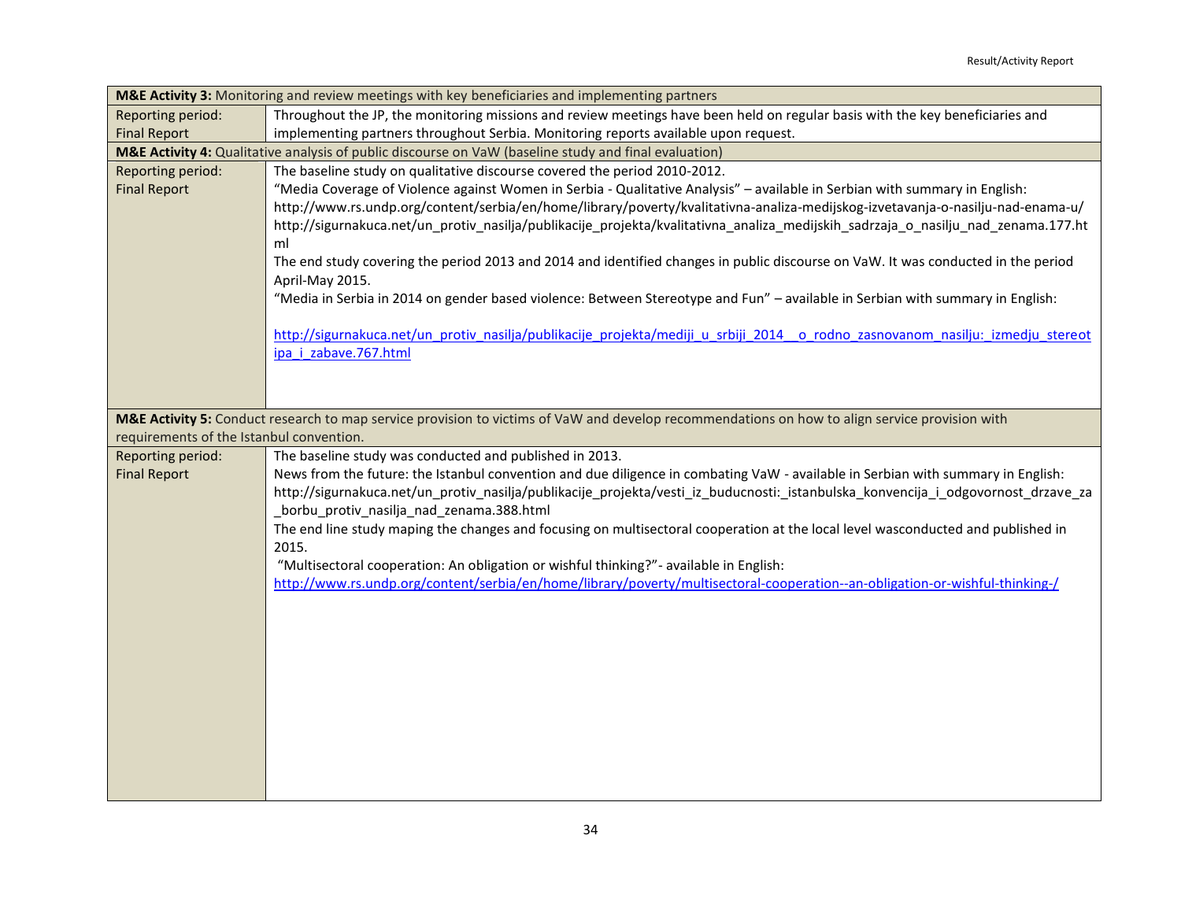| **M&E Activity 3:** Monitoring and review meetings with key beneficiaries and implementing partners | |
|---|---|
| Reporting period: Final Report | Throughout the JP, the monitoring missions and review meetings have been held on regular basis with the key beneficiaries and implementing partners throughout Serbia. Monitoring reports available upon request. |
| **M&E Activity 4:** Qualitative analysis of public discourse on VaW (baseline study and final evaluation) | |
| Reporting period: Final Report | The baseline study on qualitative discourse covered the period 2010-2012.<br>"Media Coverage of Violence against Women in Serbia - Qualitative Analysis" – available in Serbian with summary in English:<br>http://www.rs.undp.org/content/serbia/en/home/library/poverty/kvalitativna-analiza-medijskog-izvetavanja-o-nasilju-nad-enama-u/<br>http://sigurnakuca.net/un_protiv_nasilja/publikacije_projekta/kvalitativna_analiza_medijskih_sadrzaja_o_nasilju_nad_zenama.177.html<br>The end study covering the period 2013 and 2014 and identified changes in public discourse on VaW. It was conducted in the period April-May 2015.<br>"Media in Serbia in 2014 on gender based violence: Between Stereotype and Fun" – available in Serbian with summary in English:<br>http://sigurnakuca.net/un_protiv_nasilja/publikacije_projekta/mediji_u_srbiji_2014__o_rodno_zasnovanom_nasilju:_izmedju_stereotipa_i_zabave.767.html |
| **M&E Activity 5:** Conduct research to map service provision to victims of VaW and develop recommendations on how to align service provision with requirements of the Istanbul convention. | |
| Reporting period: Final Report | The baseline study was conducted and published in 2013.<br>News from the future: the Istanbul convention and due diligence in combating VaW - available in Serbian with summary in English:<br>http://sigurnakuca.net/un_protiv_nasilja/publikacije_projekta/vesti_iz_buducnosti:_istanbulska_konvencija_i_odgovornost_drzave_za_borbu_protiv_nasilja_nad_zenama.388.html<br>The end line study maping the changes and focusing on multisectoral cooperation at the local level wasconducted and published in 2015.<br>"Multisectoral cooperation: An obligation or wishful thinking?"- available in English:<br>http://www.rs.undp.org/content/serbia/en/home/library/poverty/multisectoral-cooperation--an-obligation-or-wishful-thinking-/ |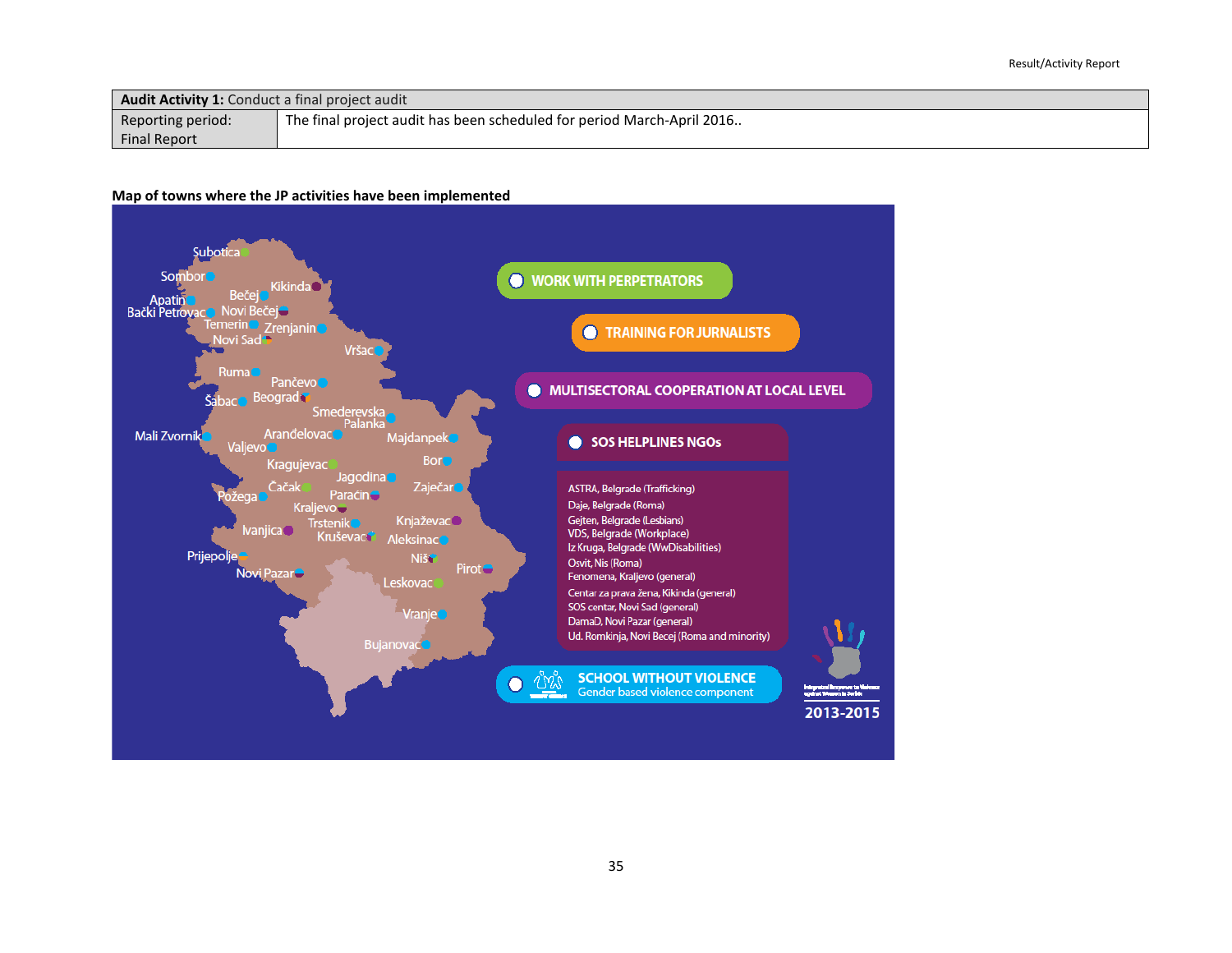| **Audit Activity 1:** Conduct a final project audit | |
|---|---|
| Reporting period: Final Report | The final project audit has been scheduled for period March-April 2016.. |

**Map of towns where the JP activities have been implemented**

Subotica
Sombor
Apatin
Bački Petrovac
Bečej
Kikinda
Novi Bečej
Temerin
Zrenjanin
Novi Sad
Vršac
Ruma
Pančevo
Šabac
Beograd
Smederevska Palanka
Mali Zvornik
Aranđelovac
Majdanpek
Valjevo
Kragujevac
Bor
Jagodina
Čačak
Zaječar
Požega
Paraćin
Kraljevo
Trstenik
Knjaževac
Ivanjica
Kruševac
Aleksinac
Prijepolje
Niš
Novi Pazar
Pirot
Leskovac
Vranje
Bujanovac

WORK WITH PERPETRATORS

TRAINING FOR JURNALISTS

MULTISECTORAL COOPERATION AT LOCAL LEVEL

SOS HELPLINES NGOs

ASTRA, Belgrade (Trafficking)
Daje, Belgrade (Roma)
Gejten, Belgrade (Lesbians)
VDS, Belgrade (Workplace)
Iz Kruga, Belgrade (WwDisabilities)
Osvit, Nis (Roma)
Fenomena, Kraljevo (general)
Centar za prava žena, Kikinda (general)
SOS centar, Novi Sad (general)
DamaD, Novi Pazar (general)
Ud. Romkinja, Novi Becej (Roma and minority)

SCHOOL WITHOUT VIOLENCE
Gender based violence component

Integrated Response to Violence against Women in Serbia

2013-2015